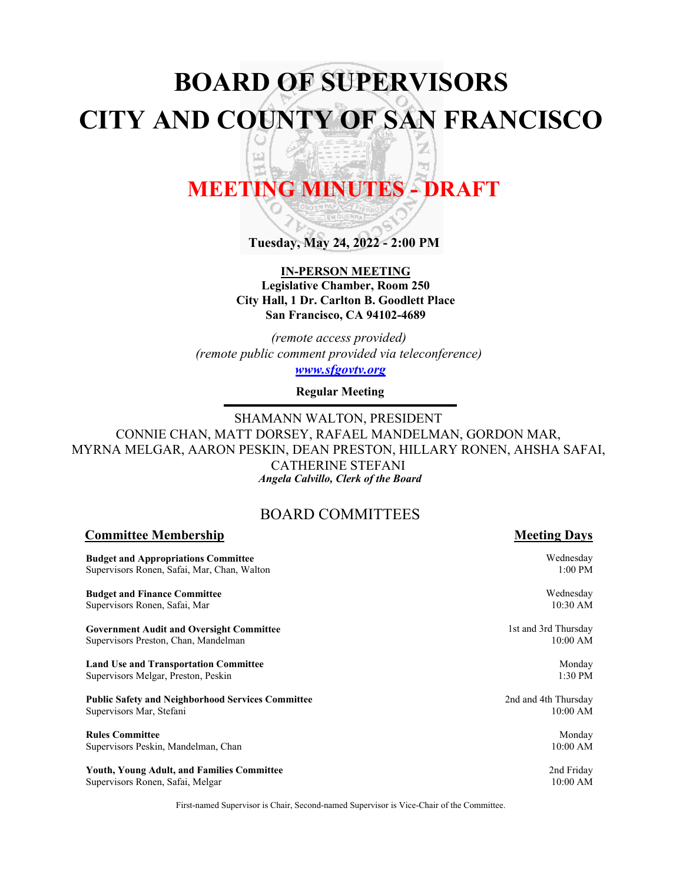# BOARD OF SUPERVISORS
# CITY AND COUNTY OF SAN FRANCISCO

## MEETING MINUTES - DRAFT

**Tuesday, May 24, 2022 - 2:00 PM**

**IN-PERSON MEETING**
**Legislative Chamber, Room 250**
**City Hall, 1 Dr. Carlton B. Goodlett Place**
**San Francisco, CA 94102-4689**

*(remote access provided)*
*(remote public comment provided via teleconference)*
*www.sfgovtv.org*

**Regular Meeting**

SHAMANN WALTON, PRESIDENT
CONNIE CHAN, MATT DORSEY, RAFAEL MANDELMAN, GORDON MAR, MYRNA MELGAR, AARON PESKIN, DEAN PRESTON, HILLARY RONEN, AHSHA SAFAI, CATHERINE STEFANI
*Angela Calvillo, Clerk of the Board*

## BOARD COMMITTEES

| Committee Membership | Meeting Days |
|---|---|
| **Budget and Appropriations Committee**<br>Supervisors Ronen, Safai, Mar, Chan, Walton | Wednesday<br>1:00 PM |
| **Budget and Finance Committee**<br>Supervisors Ronen, Safai, Mar | Wednesday<br>10:30 AM |
| **Government Audit and Oversight Committee**<br>Supervisors Preston, Chan, Mandelman | 1st and 3rd Thursday<br>10:00 AM |
| **Land Use and Transportation Committee**<br>Supervisors Melgar, Preston, Peskin | Monday<br>1:30 PM |
| **Public Safety and Neighborhood Services Committee**<br>Supervisors Mar, Stefani | 2nd and 4th Thursday<br>10:00 AM |
| **Rules Committee**<br>Supervisors Peskin, Mandelman, Chan | Monday<br>10:00 AM |
| **Youth, Young Adult, and Families Committee**<br>Supervisors Ronen, Safai, Melgar | 2nd Friday<br>10:00 AM |

First-named Supervisor is Chair, Second-named Supervisor is Vice-Chair of the Committee.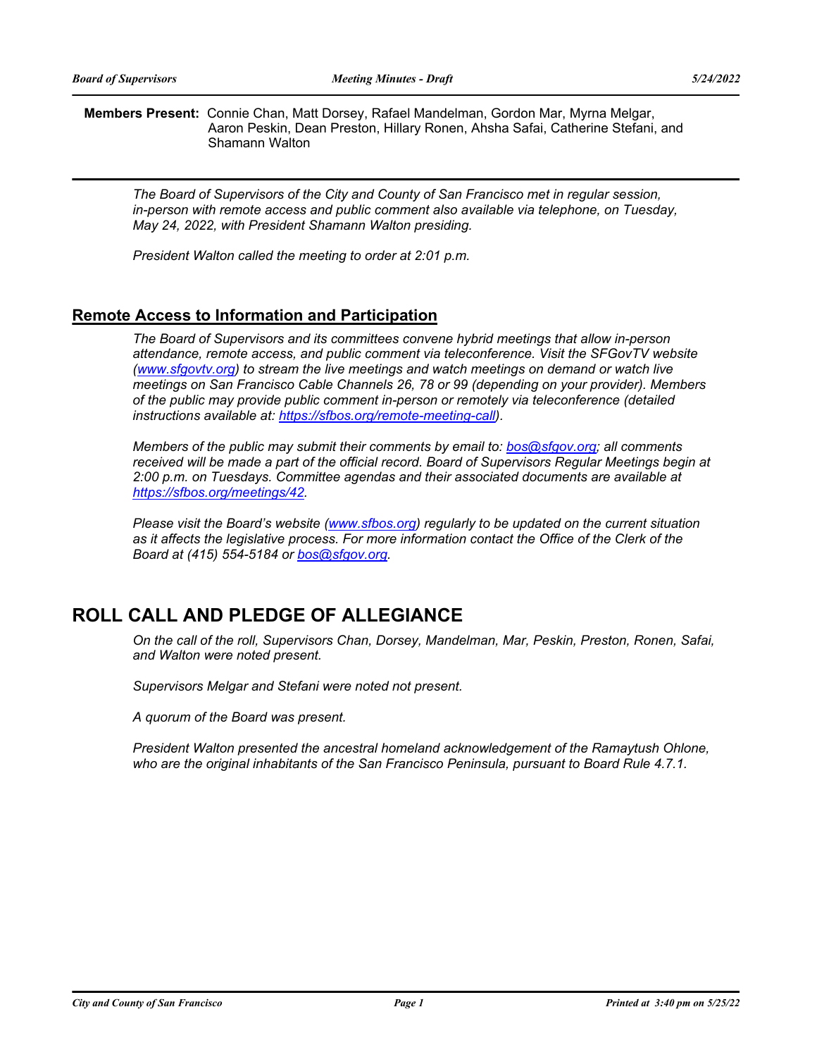**Members Present:** Connie Chan, Matt Dorsey, Rafael Mandelman, Gordon Mar, Myrna Melgar, Aaron Peskin, Dean Preston, Hillary Ronen, Ahsha Safai, Catherine Stefani, and Shamann Walton

*The Board of Supervisors of the City and County of San Francisco met in regular session, in-person with remote access and public comment also available via telephone, on Tuesday, May 24, 2022, with President Shamann Walton presiding.*

*President Walton called the meeting to order at 2:01 p.m.*

## Remote Access to Information and Participation

*The Board of Supervisors and its committees convene hybrid meetings that allow in-person attendance, remote access, and public comment via teleconference. Visit the SFGovTV website ([www.sfgovtv.org](http://www.sfgovtv.org)) to stream the live meetings and watch meetings on demand or watch live meetings on San Francisco Cable Channels 26, 78 or 99 (depending on your provider). Members of the public may provide public comment in-person or remotely via teleconference (detailed instructions available at: [https://sfbos.org/remote-meeting-call](https://sfbos.org/remote-meeting-call)).*

*Members of the public may submit their comments by email to: [bos@sfgov.org](mailto:bos@sfgov.org); all comments received will be made a part of the official record. Board of Supervisors Regular Meetings begin at 2:00 p.m. on Tuesdays. Committee agendas and their associated documents are available at [https://sfbos.org/meetings/42](https://sfbos.org/meetings/42).*

*Please visit the Board's website ([www.sfbos.org](http://www.sfbos.org)) regularly to be updated on the current situation as it affects the legislative process. For more information contact the Office of the Clerk of the Board at (415) 554-5184 or [bos@sfgov.org](mailto:bos@sfgov.org).*

# ROLL CALL AND PLEDGE OF ALLEGIANCE

*On the call of the roll, Supervisors Chan, Dorsey, Mandelman, Mar, Peskin, Preston, Ronen, Safai, and Walton were noted present.*

*Supervisors Melgar and Stefani were noted not present.*

*A quorum of the Board was present.*

*President Walton presented the ancestral homeland acknowledgement of the Ramaytush Ohlone, who are the original inhabitants of the San Francisco Peninsula, pursuant to Board Rule 4.7.1.*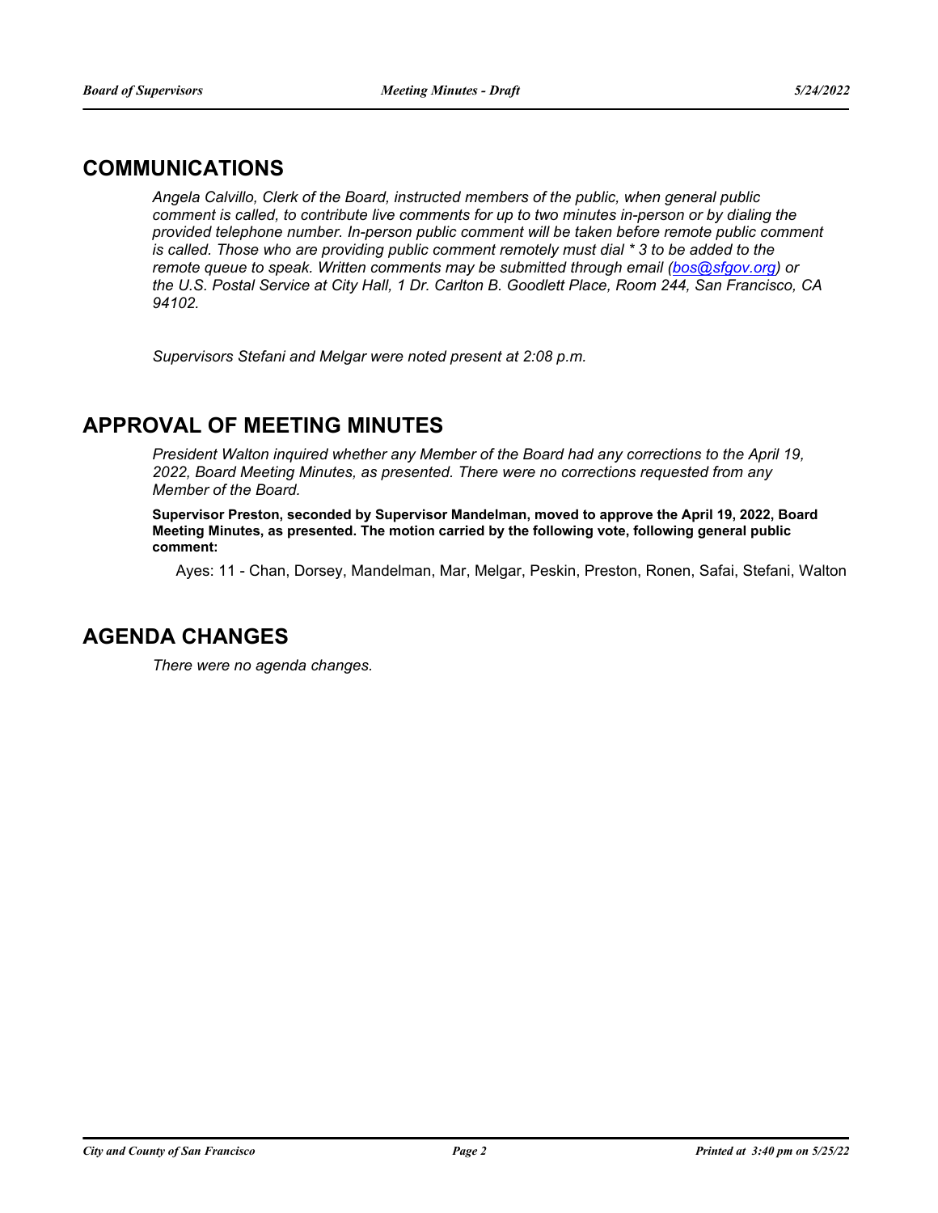## COMMUNICATIONS

*Angela Calvillo, Clerk of the Board, instructed members of the public, when general public comment is called, to contribute live comments for up to two minutes in-person or by dialing the provided telephone number. In-person public comment will be taken before remote public comment is called. Those who are providing public comment remotely must dial * 3 to be added to the remote queue to speak. Written comments may be submitted through email (bos@sfgov.org) or the U.S. Postal Service at City Hall, 1 Dr. Carlton B. Goodlett Place, Room 244, San Francisco, CA 94102.*

*Supervisors Stefani and Melgar were noted present at 2:08 p.m.*

## APPROVAL OF MEETING MINUTES

*President Walton inquired whether any Member of the Board had any corrections to the April 19, 2022, Board Meeting Minutes, as presented. There were no corrections requested from any Member of the Board.*

**Supervisor Preston, seconded by Supervisor Mandelman, moved to approve the April 19, 2022, Board Meeting Minutes, as presented. The motion carried by the following vote, following general public comment:**

Ayes: 11 - Chan, Dorsey, Mandelman, Mar, Melgar, Peskin, Preston, Ronen, Safai, Stefani, Walton

## AGENDA CHANGES

*There were no agenda changes.*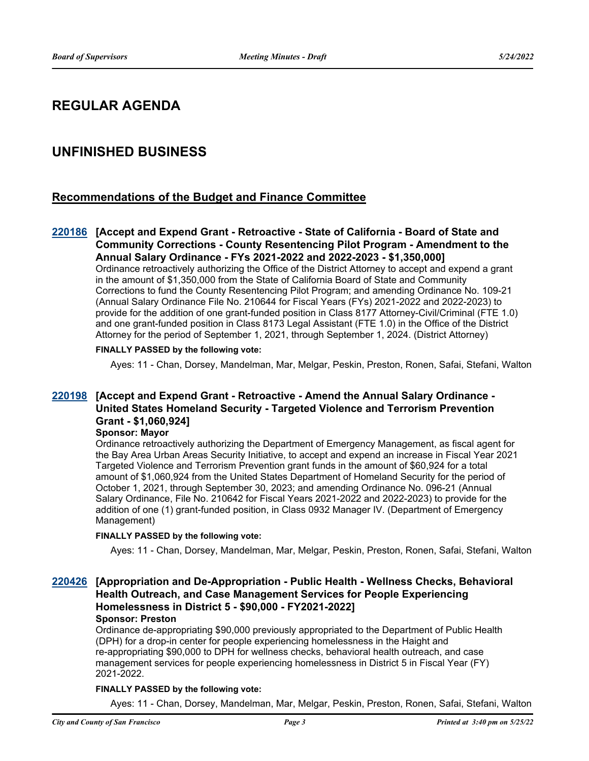# REGULAR AGENDA

# UNFINISHED BUSINESS

## Recommendations of the Budget and Finance Committee

### 220186 [Accept and Expend Grant - Retroactive - State of California - Board of State and Community Corrections - County Resentencing Pilot Program - Amendment to the Annual Salary Ordinance - FYs 2021-2022 and 2022-2023 - $1,350,000]

Ordinance retroactively authorizing the Office of the District Attorney to accept and expend a grant in the amount of $1,350,000 from the State of California Board of State and Community Corrections to fund the County Resentencing Pilot Program; and amending Ordinance No. 109-21 (Annual Salary Ordinance File No. 210644 for Fiscal Years (FYs) 2021-2022 and 2022-2023) to provide for the addition of one grant-funded position in Class 8177 Attorney-Civil/Criminal (FTE 1.0) and one grant-funded position in Class 8173 Legal Assistant (FTE 1.0) in the Office of the District Attorney for the period of September 1, 2021, through September 1, 2024. (District Attorney)

**FINALLY PASSED by the following vote:**

Ayes: 11 - Chan, Dorsey, Mandelman, Mar, Melgar, Peskin, Preston, Ronen, Safai, Stefani, Walton

### 220198 [Accept and Expend Grant - Retroactive - Amend the Annual Salary Ordinance - United States Homeland Security - Targeted Violence and Terrorism Prevention Grant - $1,060,924]

**Sponsor: Mayor**

Ordinance retroactively authorizing the Department of Emergency Management, as fiscal agent for the Bay Area Urban Areas Security Initiative, to accept and expend an increase in Fiscal Year 2021 Targeted Violence and Terrorism Prevention grant funds in the amount of $60,924 for a total amount of $1,060,924 from the United States Department of Homeland Security for the period of October 1, 2021, through September 30, 2023; and amending Ordinance No. 096-21 (Annual Salary Ordinance, File No. 210642 for Fiscal Years 2021-2022 and 2022-2023) to provide for the addition of one (1) grant-funded position, in Class 0932 Manager IV. (Department of Emergency Management)

**FINALLY PASSED by the following vote:**

Ayes: 11 - Chan, Dorsey, Mandelman, Mar, Melgar, Peskin, Preston, Ronen, Safai, Stefani, Walton

### 220426 [Appropriation and De-Appropriation - Public Health - Wellness Checks, Behavioral Health Outreach, and Case Management Services for People Experiencing Homelessness in District 5 - $90,000 - FY2021-2022]

**Sponsor: Preston**

Ordinance de-appropriating $90,000 previously appropriated to the Department of Public Health (DPH) for a drop-in center for people experiencing homelessness in the Haight and re-appropriating $90,000 to DPH for wellness checks, behavioral health outreach, and case management services for people experiencing homelessness in District 5 in Fiscal Year (FY) 2021-2022.

**FINALLY PASSED by the following vote:**

Ayes: 11 - Chan, Dorsey, Mandelman, Mar, Melgar, Peskin, Preston, Ronen, Safai, Stefani, Walton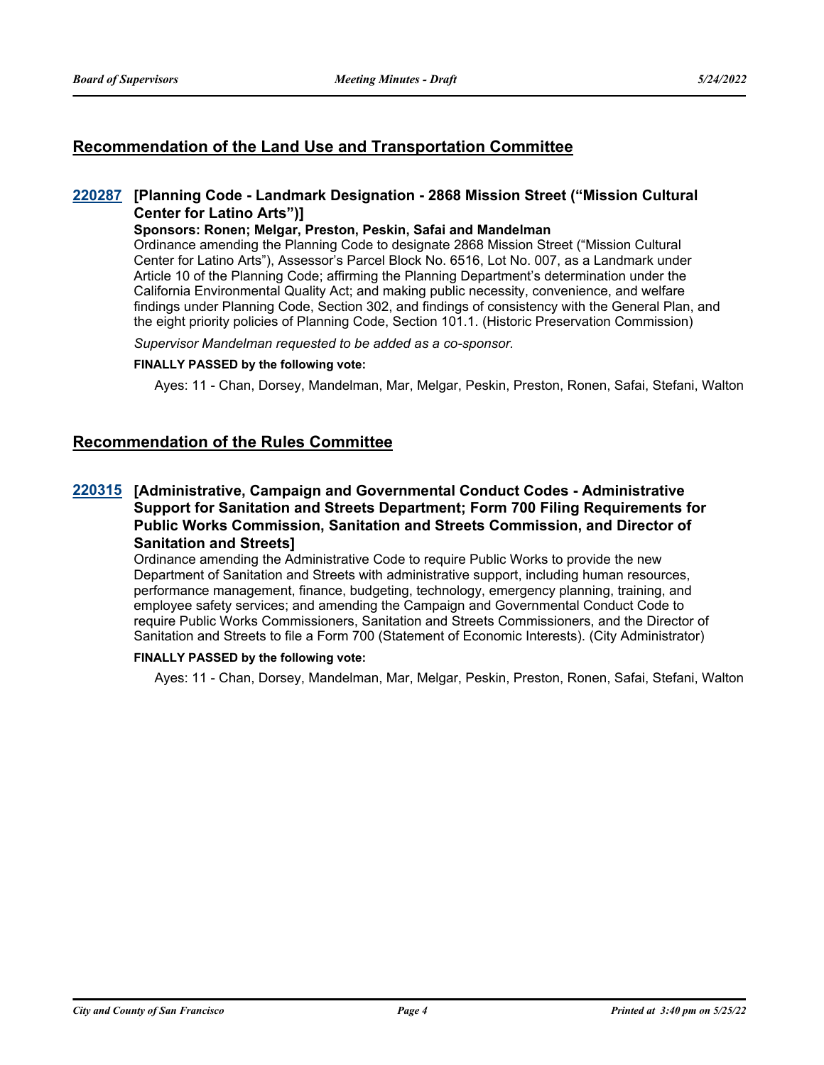## Recommendation of the Land Use and Transportation Committee

### 220287 [Planning Code - Landmark Designation - 2868 Mission Street ("Mission Cultural Center for Latino Arts")]

**Sponsors: Ronen; Melgar, Preston, Peskin, Safai and Mandelman**

Ordinance amending the Planning Code to designate 2868 Mission Street ("Mission Cultural Center for Latino Arts"), Assessor's Parcel Block No. 6516, Lot No. 007, as a Landmark under Article 10 of the Planning Code; affirming the Planning Department's determination under the California Environmental Quality Act; and making public necessity, convenience, and welfare findings under Planning Code, Section 302, and findings of consistency with the General Plan, and the eight priority policies of Planning Code, Section 101.1. (Historic Preservation Commission)

*Supervisor Mandelman requested to be added as a co-sponsor.*

**FINALLY PASSED by the following vote:**

Ayes: 11 - Chan, Dorsey, Mandelman, Mar, Melgar, Peskin, Preston, Ronen, Safai, Stefani, Walton

## Recommendation of the Rules Committee

### 220315 [Administrative, Campaign and Governmental Conduct Codes - Administrative Support for Sanitation and Streets Department; Form 700 Filing Requirements for Public Works Commission, Sanitation and Streets Commission, and Director of Sanitation and Streets]

Ordinance amending the Administrative Code to require Public Works to provide the new Department of Sanitation and Streets with administrative support, including human resources, performance management, finance, budgeting, technology, emergency planning, training, and employee safety services; and amending the Campaign and Governmental Conduct Code to require Public Works Commissioners, Sanitation and Streets Commissioners, and the Director of Sanitation and Streets to file a Form 700 (Statement of Economic Interests). (City Administrator)

**FINALLY PASSED by the following vote:**

Ayes: 11 - Chan, Dorsey, Mandelman, Mar, Melgar, Peskin, Preston, Ronen, Safai, Stefani, Walton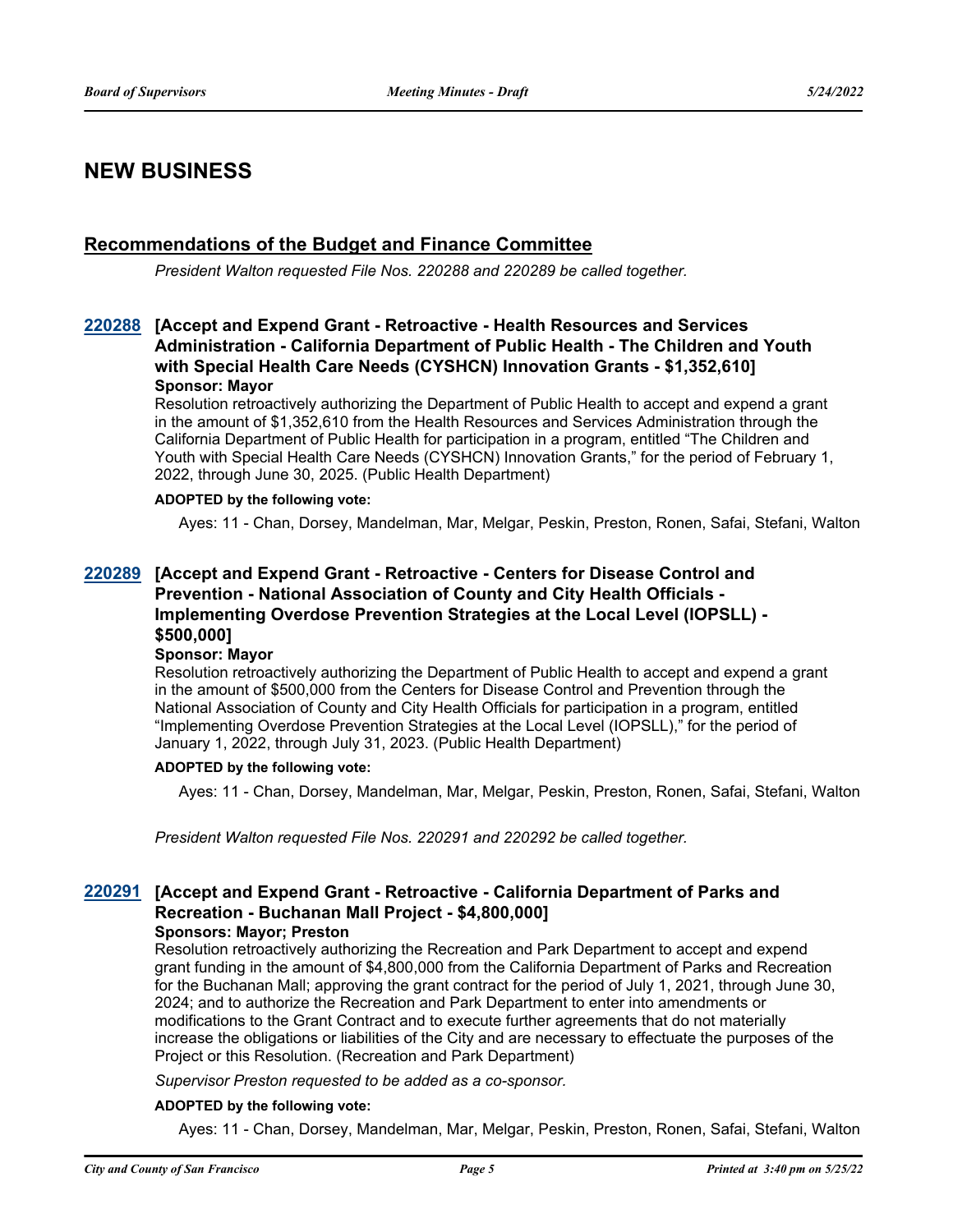## NEW BUSINESS

### Recommendations of the Budget and Finance Committee

*President Walton requested File Nos. 220288 and 220289 be called together.*

**220288 [Accept and Expend Grant - Retroactive - Health Resources and Services Administration - California Department of Public Health - The Children and Youth with Special Health Care Needs (CYSHCN) Innovation Grants - $1,352,610]**

**Sponsor: Mayor**

Resolution retroactively authorizing the Department of Public Health to accept and expend a grant in the amount of $1,352,610 from the Health Resources and Services Administration through the California Department of Public Health for participation in a program, entitled "The Children and Youth with Special Health Care Needs (CYSHCN) Innovation Grants," for the period of February 1, 2022, through June 30, 2025. (Public Health Department)

**ADOPTED by the following vote:**

Ayes: 11 - Chan, Dorsey, Mandelman, Mar, Melgar, Peskin, Preston, Ronen, Safai, Stefani, Walton

**220289 [Accept and Expend Grant - Retroactive - Centers for Disease Control and Prevention - National Association of County and City Health Officials - Implementing Overdose Prevention Strategies at the Local Level (IOPSLL) - $500,000]**

**Sponsor: Mayor**

Resolution retroactively authorizing the Department of Public Health to accept and expend a grant in the amount of $500,000 from the Centers for Disease Control and Prevention through the National Association of County and City Health Officials for participation in a program, entitled "Implementing Overdose Prevention Strategies at the Local Level (IOPSLL)," for the period of January 1, 2022, through July 31, 2023. (Public Health Department)

**ADOPTED by the following vote:**

Ayes: 11 - Chan, Dorsey, Mandelman, Mar, Melgar, Peskin, Preston, Ronen, Safai, Stefani, Walton

*President Walton requested File Nos. 220291 and 220292 be called together.*

**220291 [Accept and Expend Grant - Retroactive - California Department of Parks and Recreation - Buchanan Mall Project - $4,800,000]**

**Sponsors: Mayor; Preston**

Resolution retroactively authorizing the Recreation and Park Department to accept and expend grant funding in the amount of $4,800,000 from the California Department of Parks and Recreation for the Buchanan Mall; approving the grant contract for the period of July 1, 2021, through June 30, 2024; and to authorize the Recreation and Park Department to enter into amendments or modifications to the Grant Contract and to execute further agreements that do not materially increase the obligations or liabilities of the City and are necessary to effectuate the purposes of the Project or this Resolution. (Recreation and Park Department)

*Supervisor Preston requested to be added as a co-sponsor.*

**ADOPTED by the following vote:**

Ayes: 11 - Chan, Dorsey, Mandelman, Mar, Melgar, Peskin, Preston, Ronen, Safai, Stefani, Walton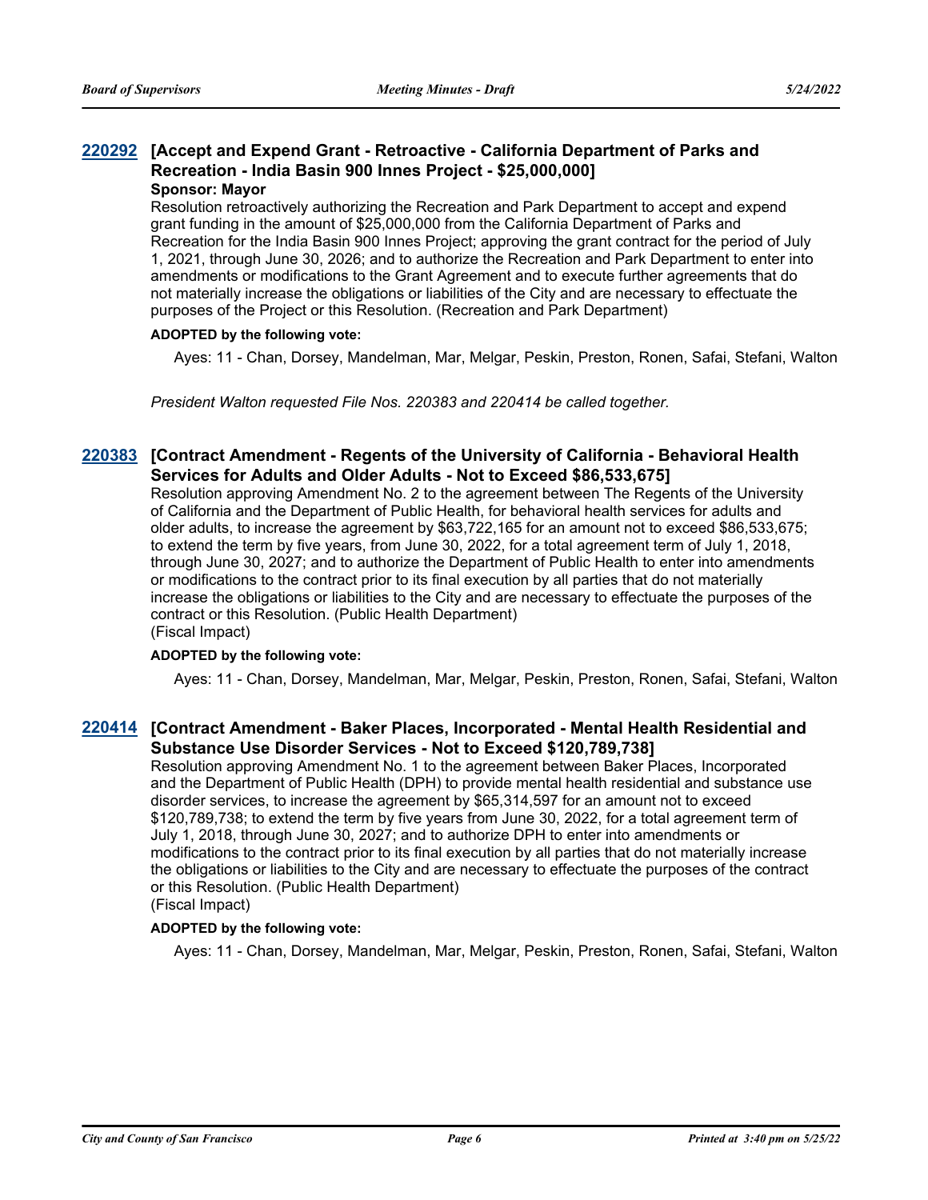### 220292 [Accept and Expend Grant - Retroactive - California Department of Parks and Recreation - India Basin 900 Innes Project - $25,000,000]

**Sponsor: Mayor**

Resolution retroactively authorizing the Recreation and Park Department to accept and expend grant funding in the amount of $25,000,000 from the California Department of Parks and Recreation for the India Basin 900 Innes Project; approving the grant contract for the period of July 1, 2021, through June 30, 2026; and to authorize the Recreation and Park Department to enter into amendments or modifications to the Grant Agreement and to execute further agreements that do not materially increase the obligations or liabilities of the City and are necessary to effectuate the purposes of the Project or this Resolution. (Recreation and Park Department)

**ADOPTED by the following vote:**

Ayes: 11 - Chan, Dorsey, Mandelman, Mar, Melgar, Peskin, Preston, Ronen, Safai, Stefani, Walton

*President Walton requested File Nos. 220383 and 220414 be called together.*

### 220383 [Contract Amendment - Regents of the University of California - Behavioral Health Services for Adults and Older Adults - Not to Exceed $86,533,675]

Resolution approving Amendment No. 2 to the agreement between The Regents of the University of California and the Department of Public Health, for behavioral health services for adults and older adults, to increase the agreement by $63,722,165 for an amount not to exceed $86,533,675; to extend the term by five years, from June 30, 2022, for a total agreement term of July 1, 2018, through June 30, 2027; and to authorize the Department of Public Health to enter into amendments or modifications to the contract prior to its final execution by all parties that do not materially increase the obligations or liabilities to the City and are necessary to effectuate the purposes of the contract or this Resolution. (Public Health Department)
(Fiscal Impact)

**ADOPTED by the following vote:**

Ayes: 11 - Chan, Dorsey, Mandelman, Mar, Melgar, Peskin, Preston, Ronen, Safai, Stefani, Walton

### 220414 [Contract Amendment - Baker Places, Incorporated - Mental Health Residential and Substance Use Disorder Services - Not to Exceed $120,789,738]

Resolution approving Amendment No. 1 to the agreement between Baker Places, Incorporated and the Department of Public Health (DPH) to provide mental health residential and substance use disorder services, to increase the agreement by $65,314,597 for an amount not to exceed $120,789,738; to extend the term by five years from June 30, 2022, for a total agreement term of July 1, 2018, through June 30, 2027; and to authorize DPH to enter into amendments or modifications to the contract prior to its final execution by all parties that do not materially increase the obligations or liabilities to the City and are necessary to effectuate the purposes of the contract or this Resolution. (Public Health Department)
(Fiscal Impact)

**ADOPTED by the following vote:**

Ayes: 11 - Chan, Dorsey, Mandelman, Mar, Melgar, Peskin, Preston, Ronen, Safai, Stefani, Walton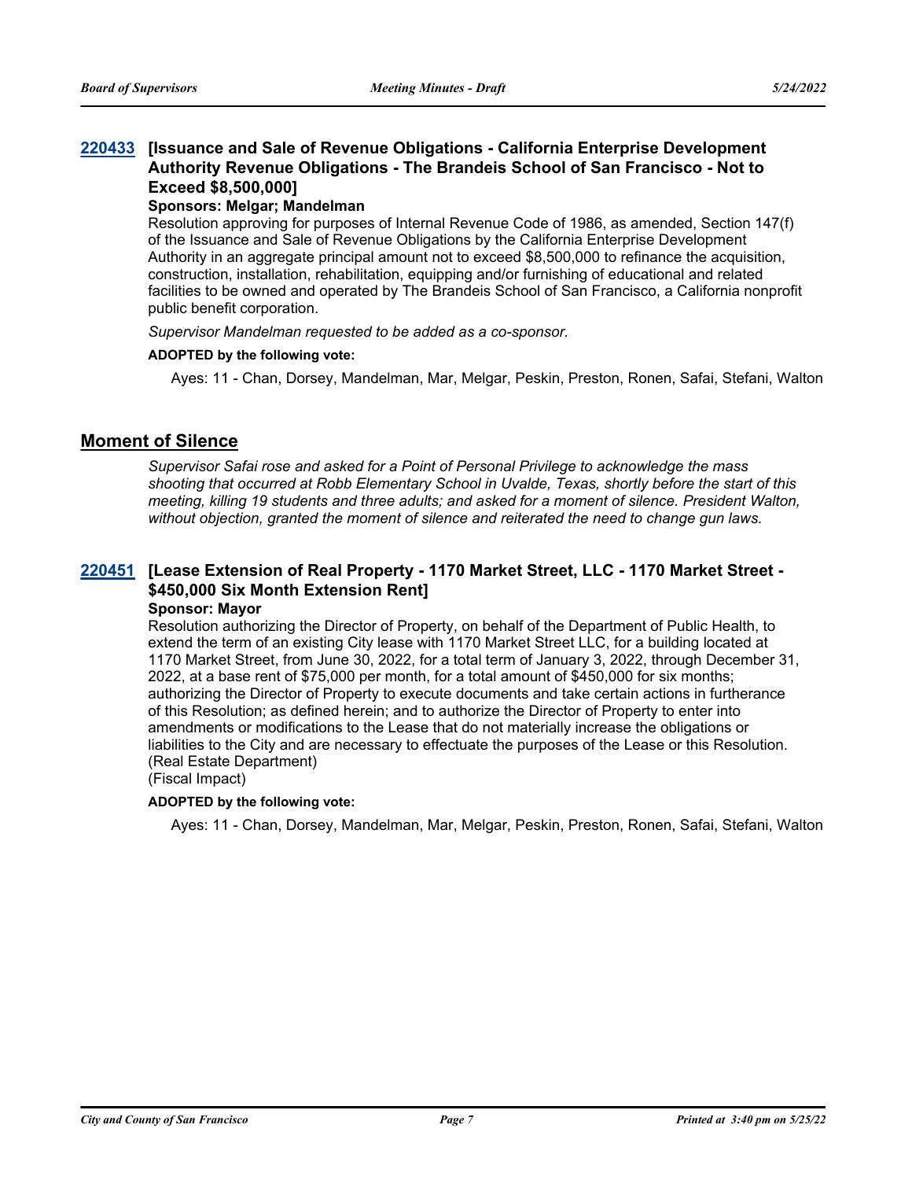### 220433 [Issuance and Sale of Revenue Obligations - California Enterprise Development Authority Revenue Obligations - The Brandeis School of San Francisco - Not to Exceed $8,500,000]

**Sponsors: Melgar; Mandelman**

Resolution approving for purposes of Internal Revenue Code of 1986, as amended, Section 147(f) of the Issuance and Sale of Revenue Obligations by the California Enterprise Development Authority in an aggregate principal amount not to exceed $8,500,000 to refinance the acquisition, construction, installation, rehabilitation, equipping and/or furnishing of educational and related facilities to be owned and operated by The Brandeis School of San Francisco, a California nonprofit public benefit corporation.

*Supervisor Mandelman requested to be added as a co-sponsor.*

**ADOPTED by the following vote:**

Ayes: 11 - Chan, Dorsey, Mandelman, Mar, Melgar, Peskin, Preston, Ronen, Safai, Stefani, Walton

## Moment of Silence

*Supervisor Safai rose and asked for a Point of Personal Privilege to acknowledge the mass shooting that occurred at Robb Elementary School in Uvalde, Texas, shortly before the start of this meeting, killing 19 students and three adults; and asked for a moment of silence. President Walton, without objection, granted the moment of silence and reiterated the need to change gun laws.*

### 220451 [Lease Extension of Real Property - 1170 Market Street, LLC - 1170 Market Street - $450,000 Six Month Extension Rent]

**Sponsor: Mayor**

Resolution authorizing the Director of Property, on behalf of the Department of Public Health, to extend the term of an existing City lease with 1170 Market Street LLC, for a building located at 1170 Market Street, from June 30, 2022, for a total term of January 3, 2022, through December 31, 2022, at a base rent of $75,000 per month, for a total amount of $450,000 for six months; authorizing the Director of Property to execute documents and take certain actions in furtherance of this Resolution; as defined herein; and to authorize the Director of Property to enter into amendments or modifications to the Lease that do not materially increase the obligations or liabilities to the City and are necessary to effectuate the purposes of the Lease or this Resolution. (Real Estate Department)
(Fiscal Impact)

**ADOPTED by the following vote:**

Ayes: 11 - Chan, Dorsey, Mandelman, Mar, Melgar, Peskin, Preston, Ronen, Safai, Stefani, Walton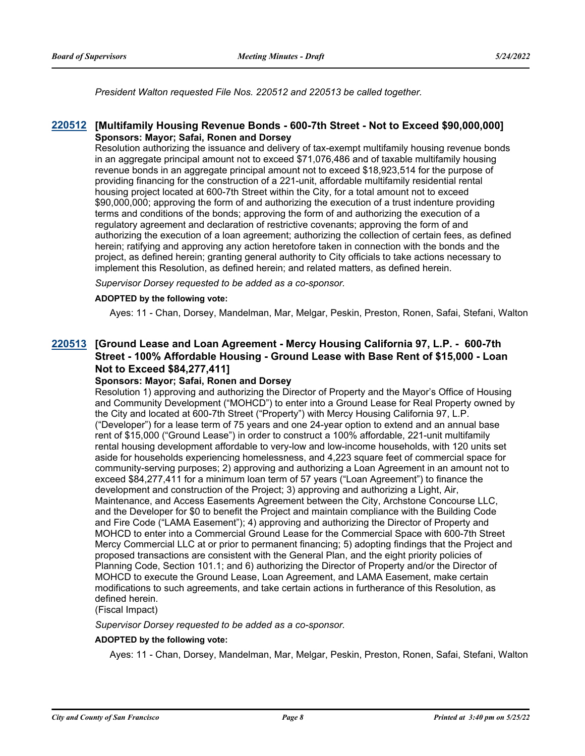*President Walton requested File Nos. 220512 and 220513 be called together.*

### 220512 [Multifamily Housing Revenue Bonds - 600-7th Street - Not to Exceed $90,000,000]

**Sponsors: Mayor; Safai, Ronen and Dorsey**

Resolution authorizing the issuance and delivery of tax-exempt multifamily housing revenue bonds in an aggregate principal amount not to exceed $71,076,486 and of taxable multifamily housing revenue bonds in an aggregate principal amount not to exceed $18,923,514 for the purpose of providing financing for the construction of a 221-unit, affordable multifamily residential rental housing project located at 600-7th Street within the City, for a total amount not to exceed $90,000,000; approving the form of and authorizing the execution of a trust indenture providing terms and conditions of the bonds; approving the form of and authorizing the execution of a regulatory agreement and declaration of restrictive covenants; approving the form of and authorizing the execution of a loan agreement; authorizing the collection of certain fees, as defined herein; ratifying and approving any action heretofore taken in connection with the bonds and the project, as defined herein; granting general authority to City officials to take actions necessary to implement this Resolution, as defined herein; and related matters, as defined herein.

*Supervisor Dorsey requested to be added as a co-sponsor.*

**ADOPTED by the following vote:**

Ayes: 11 - Chan, Dorsey, Mandelman, Mar, Melgar, Peskin, Preston, Ronen, Safai, Stefani, Walton

### 220513 [Ground Lease and Loan Agreement - Mercy Housing California 97, L.P. - 600-7th Street - 100% Affordable Housing - Ground Lease with Base Rent of $15,000 - Loan Not to Exceed $84,277,411]

**Sponsors: Mayor; Safai, Ronen and Dorsey**

Resolution 1) approving and authorizing the Director of Property and the Mayor's Office of Housing and Community Development ("MOHCD") to enter into a Ground Lease for Real Property owned by the City and located at 600-7th Street ("Property") with Mercy Housing California 97, L.P. ("Developer") for a lease term of 75 years and one 24-year option to extend and an annual base rent of $15,000 ("Ground Lease") in order to construct a 100% affordable, 221-unit multifamily rental housing development affordable to very-low and low-income households, with 120 units set aside for households experiencing homelessness, and 4,223 square feet of commercial space for community-serving purposes; 2) approving and authorizing a Loan Agreement in an amount not to exceed $84,277,411 for a minimum loan term of 57 years ("Loan Agreement") to finance the development and construction of the Project; 3) approving and authorizing a Light, Air, Maintenance, and Access Easements Agreement between the City, Archstone Concourse LLC, and the Developer for $0 to benefit the Project and maintain compliance with the Building Code and Fire Code ("LAMA Easement"); 4) approving and authorizing the Director of Property and MOHCD to enter into a Commercial Ground Lease for the Commercial Space with 600-7th Street Mercy Commercial LLC at or prior to permanent financing; 5) adopting findings that the Project and proposed transactions are consistent with the General Plan, and the eight priority policies of Planning Code, Section 101.1; and 6) authorizing the Director of Property and/or the Director of MOHCD to execute the Ground Lease, Loan Agreement, and LAMA Easement, make certain modifications to such agreements, and take certain actions in furtherance of this Resolution, as defined herein.

(Fiscal Impact)

*Supervisor Dorsey requested to be added as a co-sponsor.*

**ADOPTED by the following vote:**

Ayes: 11 - Chan, Dorsey, Mandelman, Mar, Melgar, Peskin, Preston, Ronen, Safai, Stefani, Walton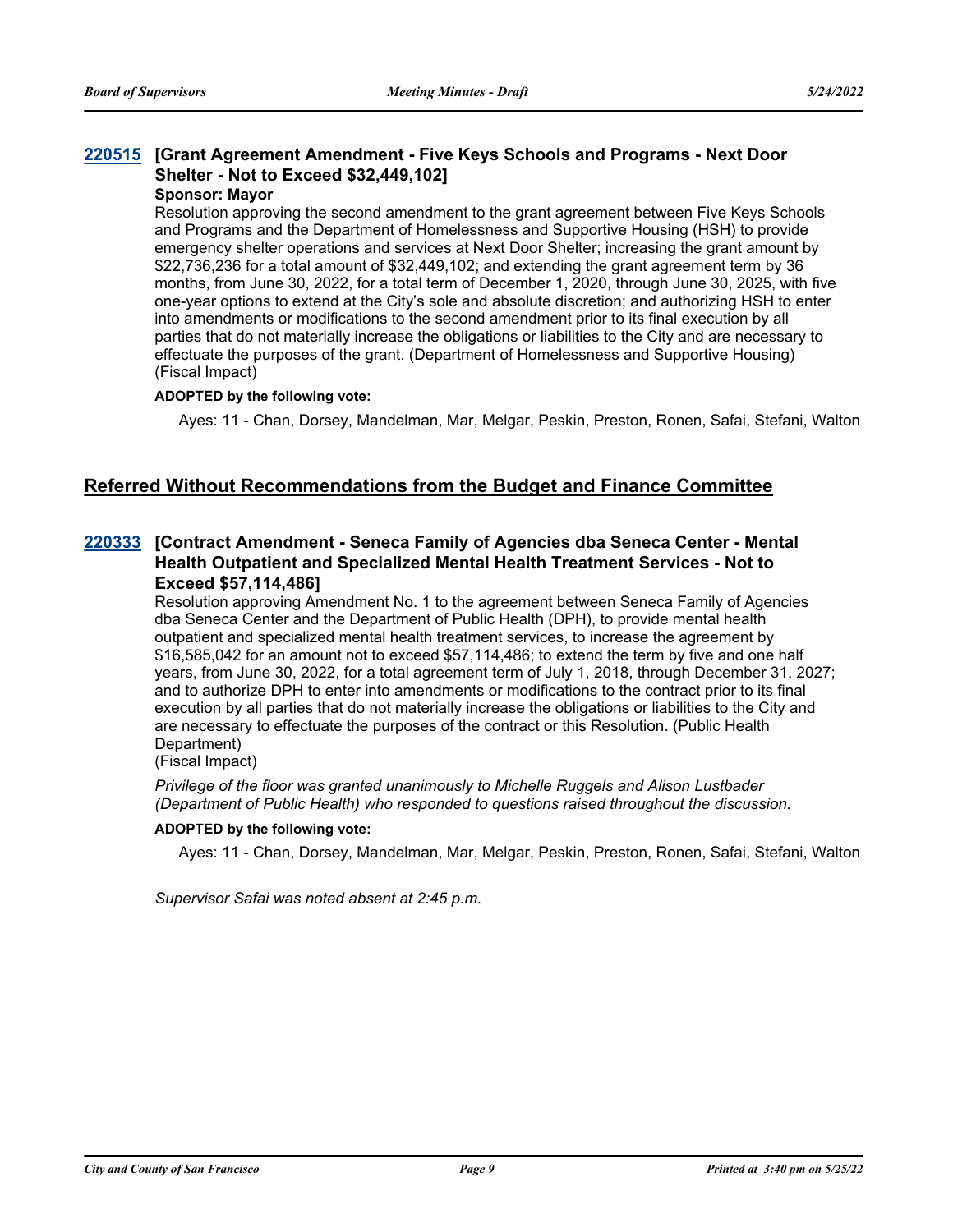### 220515 [Grant Agreement Amendment - Five Keys Schools and Programs - Next Door Shelter - Not to Exceed $32,449,102]

**Sponsor: Mayor**

Resolution approving the second amendment to the grant agreement between Five Keys Schools and Programs and the Department of Homelessness and Supportive Housing (HSH) to provide emergency shelter operations and services at Next Door Shelter; increasing the grant amount by $22,736,236 for a total amount of $32,449,102; and extending the grant agreement term by 36 months, from June 30, 2022, for a total term of December 1, 2020, through June 30, 2025, with five one-year options to extend at the City's sole and absolute discretion; and authorizing HSH to enter into amendments or modifications to the second amendment prior to its final execution by all parties that do not materially increase the obligations or liabilities to the City and are necessary to effectuate the purposes of the grant. (Department of Homelessness and Supportive Housing)
(Fiscal Impact)

**ADOPTED by the following vote:**

Ayes: 11 - Chan, Dorsey, Mandelman, Mar, Melgar, Peskin, Preston, Ronen, Safai, Stefani, Walton

## Referred Without Recommendations from the Budget and Finance Committee

### 220333 [Contract Amendment - Seneca Family of Agencies dba Seneca Center - Mental Health Outpatient and Specialized Mental Health Treatment Services - Not to Exceed $57,114,486]

Resolution approving Amendment No. 1 to the agreement between Seneca Family of Agencies dba Seneca Center and the Department of Public Health (DPH), to provide mental health outpatient and specialized mental health treatment services, to increase the agreement by $16,585,042 for an amount not to exceed $57,114,486; to extend the term by five and one half years, from June 30, 2022, for a total agreement term of July 1, 2018, through December 31, 2027; and to authorize DPH to enter into amendments or modifications to the contract prior to its final execution by all parties that do not materially increase the obligations or liabilities to the City and are necessary to effectuate the purposes of the contract or this Resolution. (Public Health Department)
(Fiscal Impact)

*Privilege of the floor was granted unanimously to Michelle Ruggels and Alison Lustbader (Department of Public Health) who responded to questions raised throughout the discussion.*

**ADOPTED by the following vote:**

Ayes: 11 - Chan, Dorsey, Mandelman, Mar, Melgar, Peskin, Preston, Ronen, Safai, Stefani, Walton

*Supervisor Safai was noted absent at 2:45 p.m.*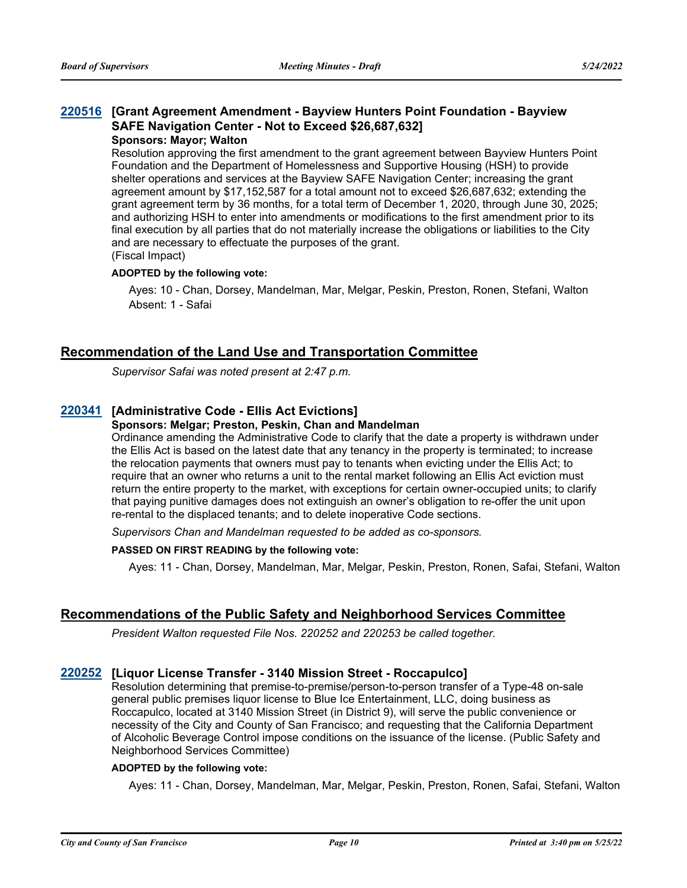### [220516](#) [Grant Agreement Amendment - Bayview Hunters Point Foundation - Bayview SAFE Navigation Center - Not to Exceed $26,687,632]

**Sponsors: Mayor; Walton**

Resolution approving the first amendment to the grant agreement between Bayview Hunters Point Foundation and the Department of Homelessness and Supportive Housing (HSH) to provide shelter operations and services at the Bayview SAFE Navigation Center; increasing the grant agreement amount by $17,152,587 for a total amount not to exceed $26,687,632; extending the grant agreement term by 36 months, for a total term of December 1, 2020, through June 30, 2025; and authorizing HSH to enter into amendments or modifications to the first amendment prior to its final execution by all parties that do not materially increase the obligations or liabilities to the City and are necessary to effectuate the purposes of the grant.

(Fiscal Impact)

**ADOPTED by the following vote:**

Ayes: 10 - Chan, Dorsey, Mandelman, Mar, Melgar, Peskin, Preston, Ronen, Stefani, Walton
Absent: 1 - Safai

## Recommendation of the Land Use and Transportation Committee

*Supervisor Safai was noted present at 2:47 p.m.*

### [220341](#) [Administrative Code - Ellis Act Evictions]

**Sponsors: Melgar; Preston, Peskin, Chan and Mandelman**

Ordinance amending the Administrative Code to clarify that the date a property is withdrawn under the Ellis Act is based on the latest date that any tenancy in the property is terminated; to increase the relocation payments that owners must pay to tenants when evicting under the Ellis Act; to require that an owner who returns a unit to the rental market following an Ellis Act eviction must return the entire property to the market, with exceptions for certain owner-occupied units; to clarify that paying punitive damages does not extinguish an owner's obligation to re-offer the unit upon re-rental to the displaced tenants; and to delete inoperative Code sections.

*Supervisors Chan and Mandelman requested to be added as co-sponsors.*

**PASSED ON FIRST READING by the following vote:**

Ayes: 11 - Chan, Dorsey, Mandelman, Mar, Melgar, Peskin, Preston, Ronen, Safai, Stefani, Walton

## Recommendations of the Public Safety and Neighborhood Services Committee

*President Walton requested File Nos. 220252 and 220253 be called together.*

### [220252](#) [Liquor License Transfer - 3140 Mission Street - Roccapulco]

Resolution determining that premise-to-premise/person-to-person transfer of a Type-48 on-sale general public premises liquor license to Blue Ice Entertainment, LLC, doing business as Roccapulco, located at 3140 Mission Street (in District 9), will serve the public convenience or necessity of the City and County of San Francisco; and requesting that the California Department of Alcoholic Beverage Control impose conditions on the issuance of the license. (Public Safety and Neighborhood Services Committee)

**ADOPTED by the following vote:**

Ayes: 11 - Chan, Dorsey, Mandelman, Mar, Melgar, Peskin, Preston, Ronen, Safai, Stefani, Walton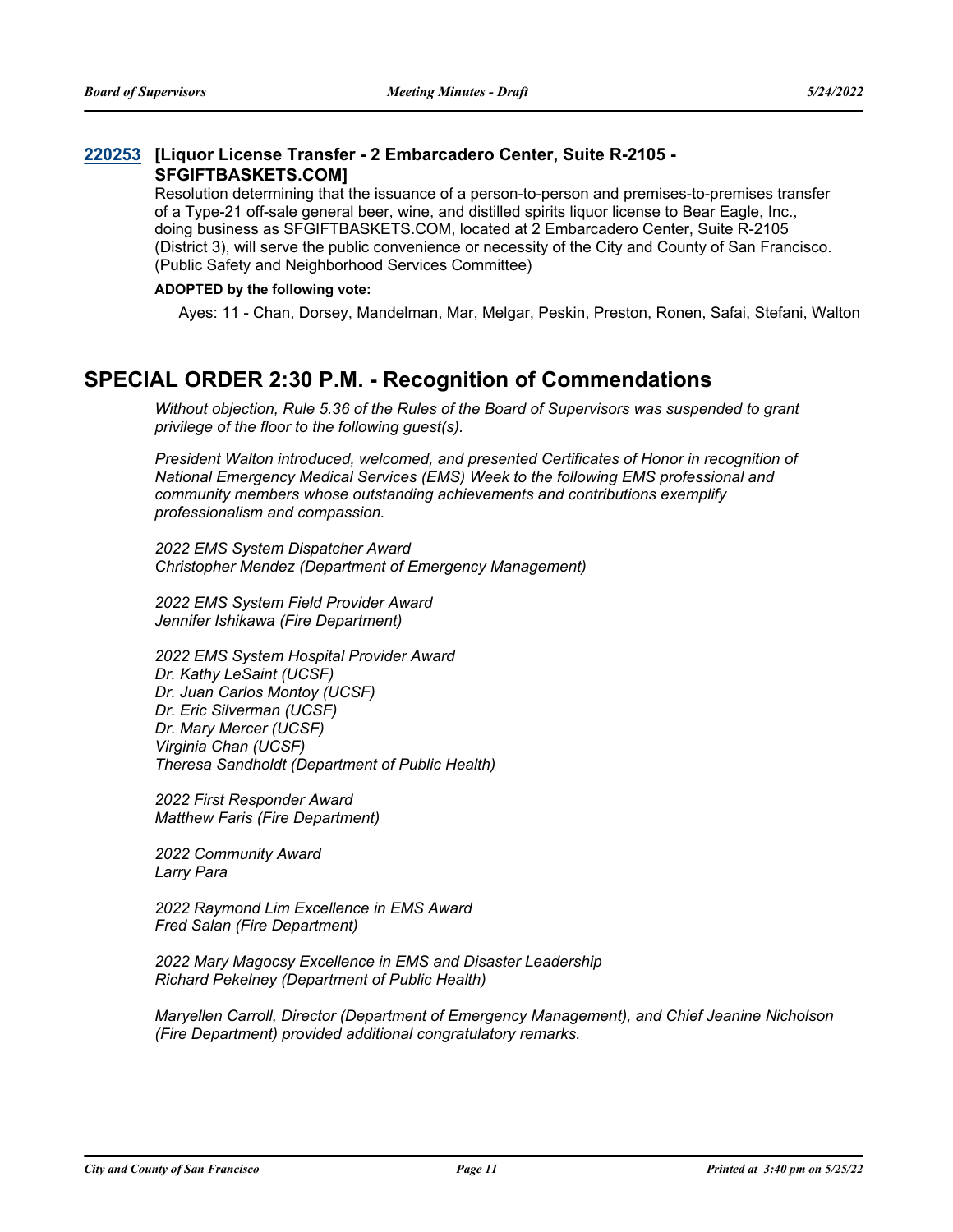### 220253 [Liquor License Transfer - 2 Embarcadero Center, Suite R-2105 - SFGIFTBASKETS.COM]

Resolution determining that the issuance of a person-to-person and premises-to-premises transfer of a Type-21 off-sale general beer, wine, and distilled spirits liquor license to Bear Eagle, Inc., doing business as SFGIFTBASKETS.COM, located at 2 Embarcadero Center, Suite R-2105 (District 3), will serve the public convenience or necessity of the City and County of San Francisco. (Public Safety and Neighborhood Services Committee)

**ADOPTED by the following vote:**

Ayes: 11 - Chan, Dorsey, Mandelman, Mar, Melgar, Peskin, Preston, Ronen, Safai, Stefani, Walton

## SPECIAL ORDER 2:30 P.M. - Recognition of Commendations

*Without objection, Rule 5.36 of the Rules of the Board of Supervisors was suspended to grant privilege of the floor to the following guest(s).*

*President Walton introduced, welcomed, and presented Certificates of Honor in recognition of National Emergency Medical Services (EMS) Week to the following EMS professional and community members whose outstanding achievements and contributions exemplify professionalism and compassion.*

*2022 EMS System Dispatcher Award*
*Christopher Mendez (Department of Emergency Management)*

*2022 EMS System Field Provider Award*
*Jennifer Ishikawa (Fire Department)*

*2022 EMS System Hospital Provider Award*
*Dr. Kathy LeSaint (UCSF)*
*Dr. Juan Carlos Montoy (UCSF)*
*Dr. Eric Silverman (UCSF)*
*Dr. Mary Mercer (UCSF)*
*Virginia Chan (UCSF)*
*Theresa Sandholdt (Department of Public Health)*

*2022 First Responder Award*
*Matthew Faris (Fire Department)*

*2022 Community Award*
*Larry Para*

*2022 Raymond Lim Excellence in EMS Award*
*Fred Salan (Fire Department)*

*2022 Mary Magocsy Excellence in EMS and Disaster Leadership*
*Richard Pekelney (Department of Public Health)*

*Maryellen Carroll, Director (Department of Emergency Management), and Chief Jeanine Nicholson (Fire Department) provided additional congratulatory remarks.*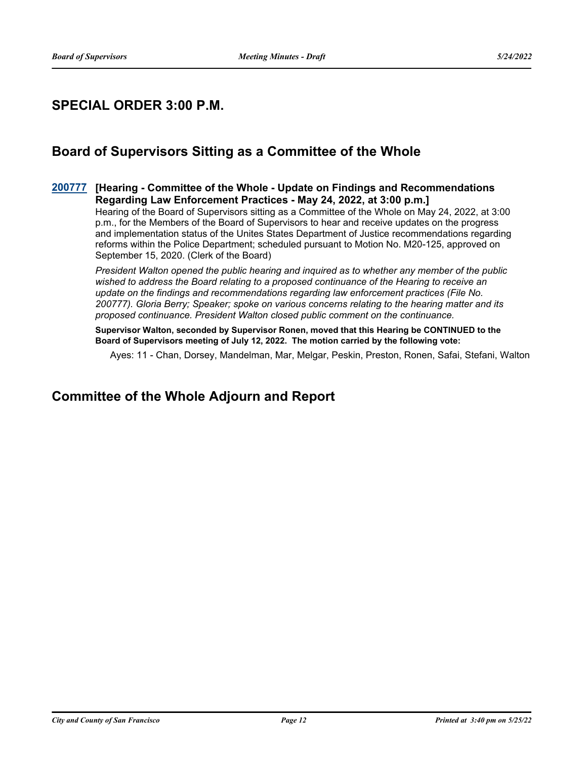## SPECIAL ORDER 3:00 P.M.

## Board of Supervisors Sitting as a Committee of the Whole

**200777 [Hearing - Committee of the Whole - Update on Findings and Recommendations Regarding Law Enforcement Practices - May 24, 2022, at 3:00 p.m.]**

Hearing of the Board of Supervisors sitting as a Committee of the Whole on May 24, 2022, at 3:00 p.m., for the Members of the Board of Supervisors to hear and receive updates on the progress and implementation status of the Unites States Department of Justice recommendations regarding reforms within the Police Department; scheduled pursuant to Motion No. M20-125, approved on September 15, 2020. (Clerk of the Board)

*President Walton opened the public hearing and inquired as to whether any member of the public wished to address the Board relating to a proposed continuance of the Hearing to receive an update on the findings and recommendations regarding law enforcement practices (File No. 200777). Gloria Berry; Speaker; spoke on various concerns relating to the hearing matter and its proposed continuance. President Walton closed public comment on the continuance.*

**Supervisor Walton, seconded by Supervisor Ronen, moved that this Hearing be CONTINUED to the Board of Supervisors meeting of July 12, 2022. The motion carried by the following vote:**

Ayes: 11 - Chan, Dorsey, Mandelman, Mar, Melgar, Peskin, Preston, Ronen, Safai, Stefani, Walton

## Committee of the Whole Adjourn and Report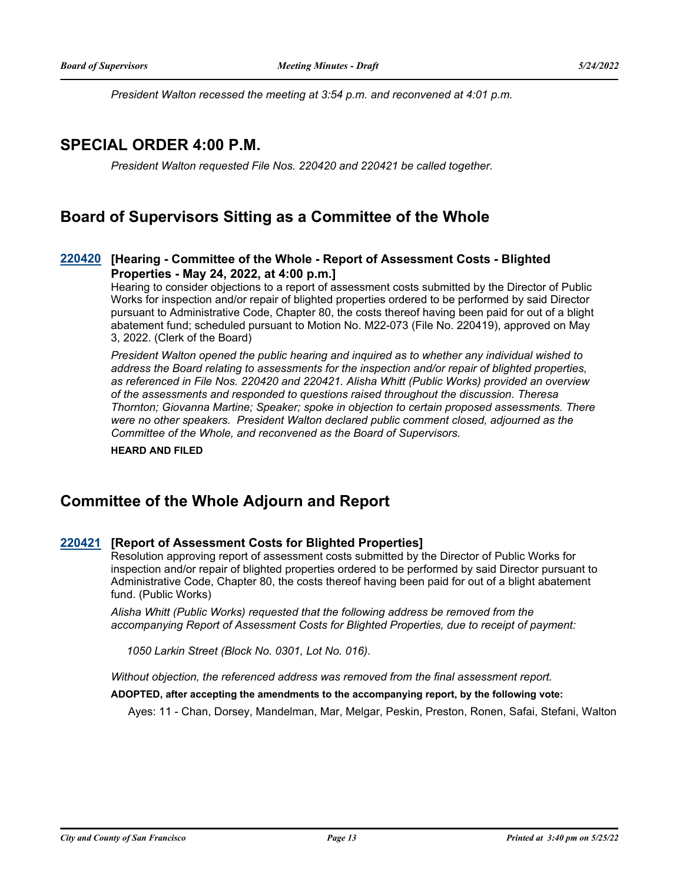*President Walton recessed the meeting at 3:54 p.m. and reconvened at 4:01 p.m.*

## SPECIAL ORDER 4:00 P.M.

*President Walton requested File Nos. 220420 and 220421 be called together.*

## Board of Supervisors Sitting as a Committee of the Whole

**220420 [Hearing - Committee of the Whole - Report of Assessment Costs - Blighted Properties - May 24, 2022, at 4:00 p.m.]**

Hearing to consider objections to a report of assessment costs submitted by the Director of Public Works for inspection and/or repair of blighted properties ordered to be performed by said Director pursuant to Administrative Code, Chapter 80, the costs thereof having been paid for out of a blight abatement fund; scheduled pursuant to Motion No. M22-073 (File No. 220419), approved on May 3, 2022. (Clerk of the Board)

*President Walton opened the public hearing and inquired as to whether any individual wished to address the Board relating to assessments for the inspection and/or repair of blighted properties, as referenced in File Nos. 220420 and 220421. Alisha Whitt (Public Works) provided an overview of the assessments and responded to questions raised throughout the discussion. Theresa Thornton; Giovanna Martine; Speaker; spoke in objection to certain proposed assessments. There were no other speakers. President Walton declared public comment closed, adjourned as the Committee of the Whole, and reconvened as the Board of Supervisors.*

**HEARD AND FILED**

## Committee of the Whole Adjourn and Report

**220421 [Report of Assessment Costs for Blighted Properties]**

Resolution approving report of assessment costs submitted by the Director of Public Works for inspection and/or repair of blighted properties ordered to be performed by said Director pursuant to Administrative Code, Chapter 80, the costs thereof having been paid for out of a blight abatement fund. (Public Works)

*Alisha Whitt (Public Works) requested that the following address be removed from the accompanying Report of Assessment Costs for Blighted Properties, due to receipt of payment:*

*1050 Larkin Street (Block No. 0301, Lot No. 016).*

*Without objection, the referenced address was removed from the final assessment report.*

**ADOPTED, after accepting the amendments to the accompanying report, by the following vote:**

Ayes: 11 - Chan, Dorsey, Mandelman, Mar, Melgar, Peskin, Preston, Ronen, Safai, Stefani, Walton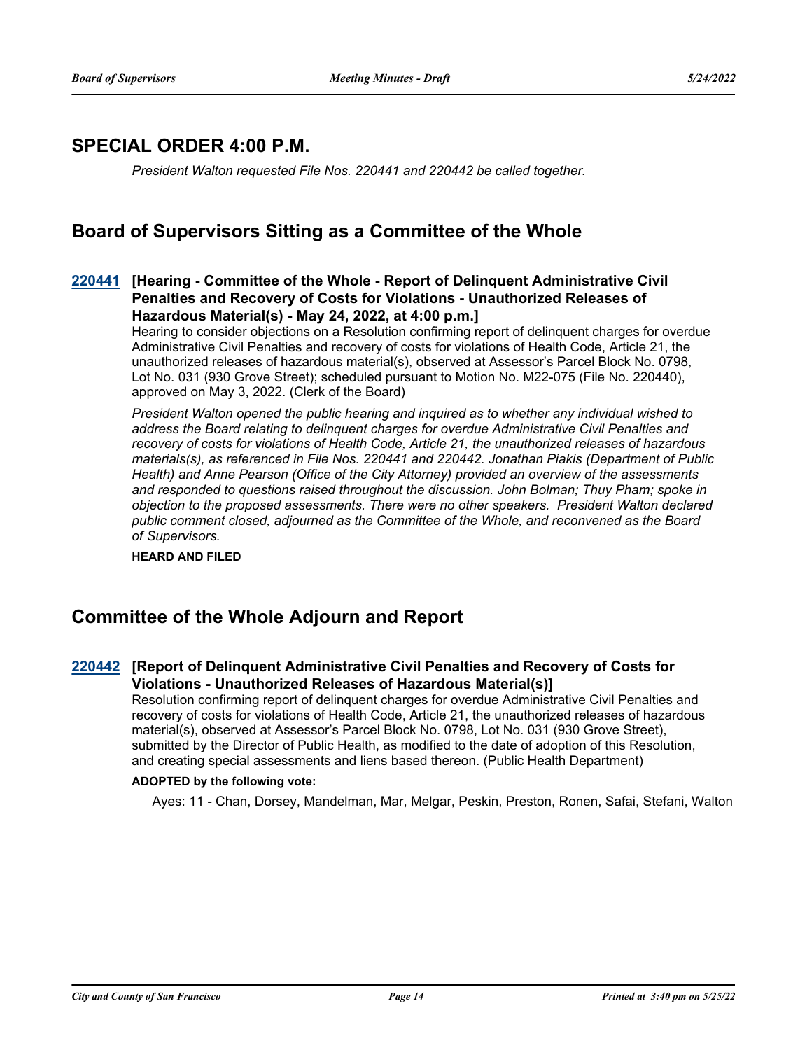## SPECIAL ORDER 4:00 P.M.

*President Walton requested File Nos. 220441 and 220442 be called together.*

## Board of Supervisors Sitting as a Committee of the Whole

### 220441 [Hearing - Committee of the Whole - Report of Delinquent Administrative Civil Penalties and Recovery of Costs for Violations - Unauthorized Releases of Hazardous Material(s) - May 24, 2022, at 4:00 p.m.]

Hearing to consider objections on a Resolution confirming report of delinquent charges for overdue Administrative Civil Penalties and recovery of costs for violations of Health Code, Article 21, the unauthorized releases of hazardous material(s), observed at Assessor's Parcel Block No. 0798, Lot No. 031 (930 Grove Street); scheduled pursuant to Motion No. M22-075 (File No. 220440), approved on May 3, 2022. (Clerk of the Board)

*President Walton opened the public hearing and inquired as to whether any individual wished to address the Board relating to delinquent charges for overdue Administrative Civil Penalties and recovery of costs for violations of Health Code, Article 21, the unauthorized releases of hazardous materials(s), as referenced in File Nos. 220441 and 220442. Jonathan Piakis (Department of Public Health) and Anne Pearson (Office of the City Attorney) provided an overview of the assessments and responded to questions raised throughout the discussion. John Bolman; Thuy Pham; spoke in objection to the proposed assessments. There were no other speakers. President Walton declared public comment closed, adjourned as the Committee of the Whole, and reconvened as the Board of Supervisors.*

**HEARD AND FILED**

## Committee of the Whole Adjourn and Report

### 220442 [Report of Delinquent Administrative Civil Penalties and Recovery of Costs for Violations - Unauthorized Releases of Hazardous Material(s)]

Resolution confirming report of delinquent charges for overdue Administrative Civil Penalties and recovery of costs for violations of Health Code, Article 21, the unauthorized releases of hazardous material(s), observed at Assessor's Parcel Block No. 0798, Lot No. 031 (930 Grove Street), submitted by the Director of Public Health, as modified to the date of adoption of this Resolution, and creating special assessments and liens based thereon. (Public Health Department)

**ADOPTED by the following vote:**

Ayes: 11 - Chan, Dorsey, Mandelman, Mar, Melgar, Peskin, Preston, Ronen, Safai, Stefani, Walton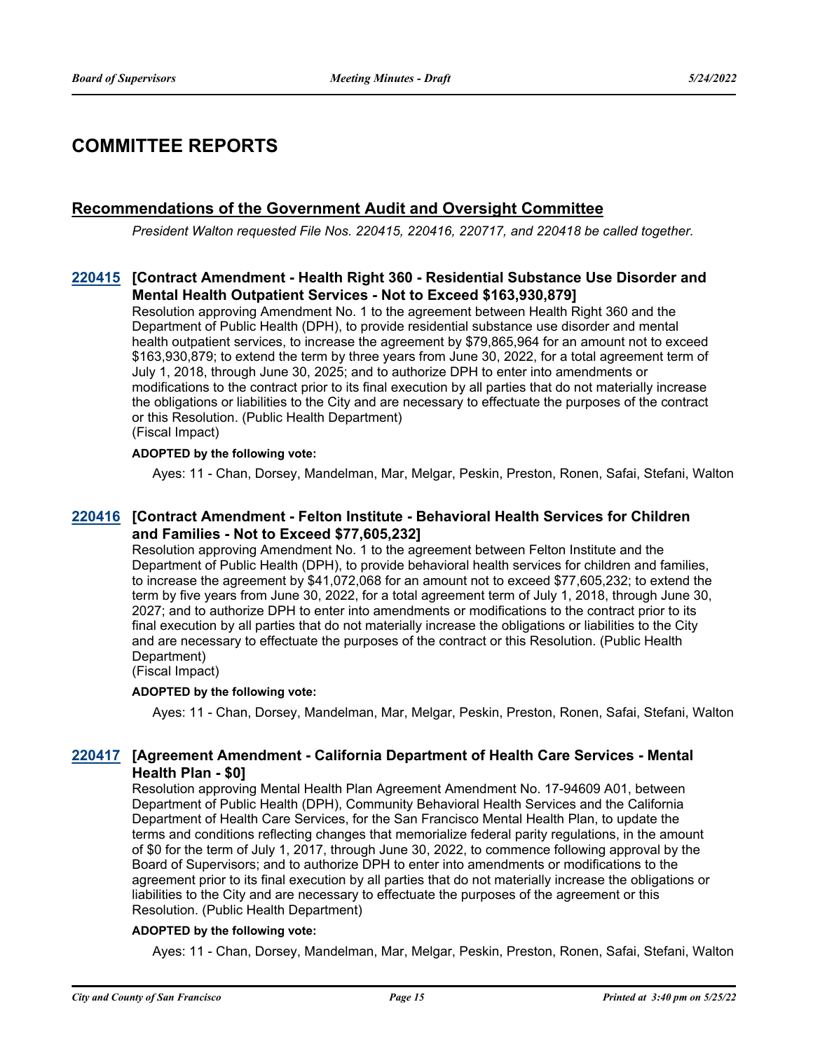# COMMITTEE REPORTS

## Recommendations of the Government Audit and Oversight Committee

*President Walton requested File Nos. 220415, 220416, 220717, and 220418 be called together.*

### 220415 [Contract Amendment - Health Right 360 - Residential Substance Use Disorder and Mental Health Outpatient Services - Not to Exceed $163,930,879]

Resolution approving Amendment No. 1 to the agreement between Health Right 360 and the Department of Public Health (DPH), to provide residential substance use disorder and mental health outpatient services, to increase the agreement by $79,865,964 for an amount not to exceed $163,930,879; to extend the term by three years from June 30, 2022, for a total agreement term of July 1, 2018, through June 30, 2025; and to authorize DPH to enter into amendments or modifications to the contract prior to its final execution by all parties that do not materially increase the obligations or liabilities to the City and are necessary to effectuate the purposes of the contract or this Resolution. (Public Health Department)
(Fiscal Impact)

**ADOPTED by the following vote:**

Ayes: 11 - Chan, Dorsey, Mandelman, Mar, Melgar, Peskin, Preston, Ronen, Safai, Stefani, Walton

### 220416 [Contract Amendment - Felton Institute - Behavioral Health Services for Children and Families - Not to Exceed $77,605,232]

Resolution approving Amendment No. 1 to the agreement between Felton Institute and the Department of Public Health (DPH), to provide behavioral health services for children and families, to increase the agreement by $41,072,068 for an amount not to exceed $77,605,232; to extend the term by five years from June 30, 2022, for a total agreement term of July 1, 2018, through June 30, 2027; and to authorize DPH to enter into amendments or modifications to the contract prior to its final execution by all parties that do not materially increase the obligations or liabilities to the City and are necessary to effectuate the purposes of the contract or this Resolution. (Public Health Department)
(Fiscal Impact)

**ADOPTED by the following vote:**

Ayes: 11 - Chan, Dorsey, Mandelman, Mar, Melgar, Peskin, Preston, Ronen, Safai, Stefani, Walton

### 220417 [Agreement Amendment - California Department of Health Care Services - Mental Health Plan - $0]

Resolution approving Mental Health Plan Agreement Amendment No. 17-94609 A01, between Department of Public Health (DPH), Community Behavioral Health Services and the California Department of Health Care Services, for the San Francisco Mental Health Plan, to update the terms and conditions reflecting changes that memorialize federal parity regulations, in the amount of $0 for the term of July 1, 2017, through June 30, 2022, to commence following approval by the Board of Supervisors; and to authorize DPH to enter into amendments or modifications to the agreement prior to its final execution by all parties that do not materially increase the obligations or liabilities to the City and are necessary to effectuate the purposes of the agreement or this Resolution. (Public Health Department)

**ADOPTED by the following vote:**

Ayes: 11 - Chan, Dorsey, Mandelman, Mar, Melgar, Peskin, Preston, Ronen, Safai, Stefani, Walton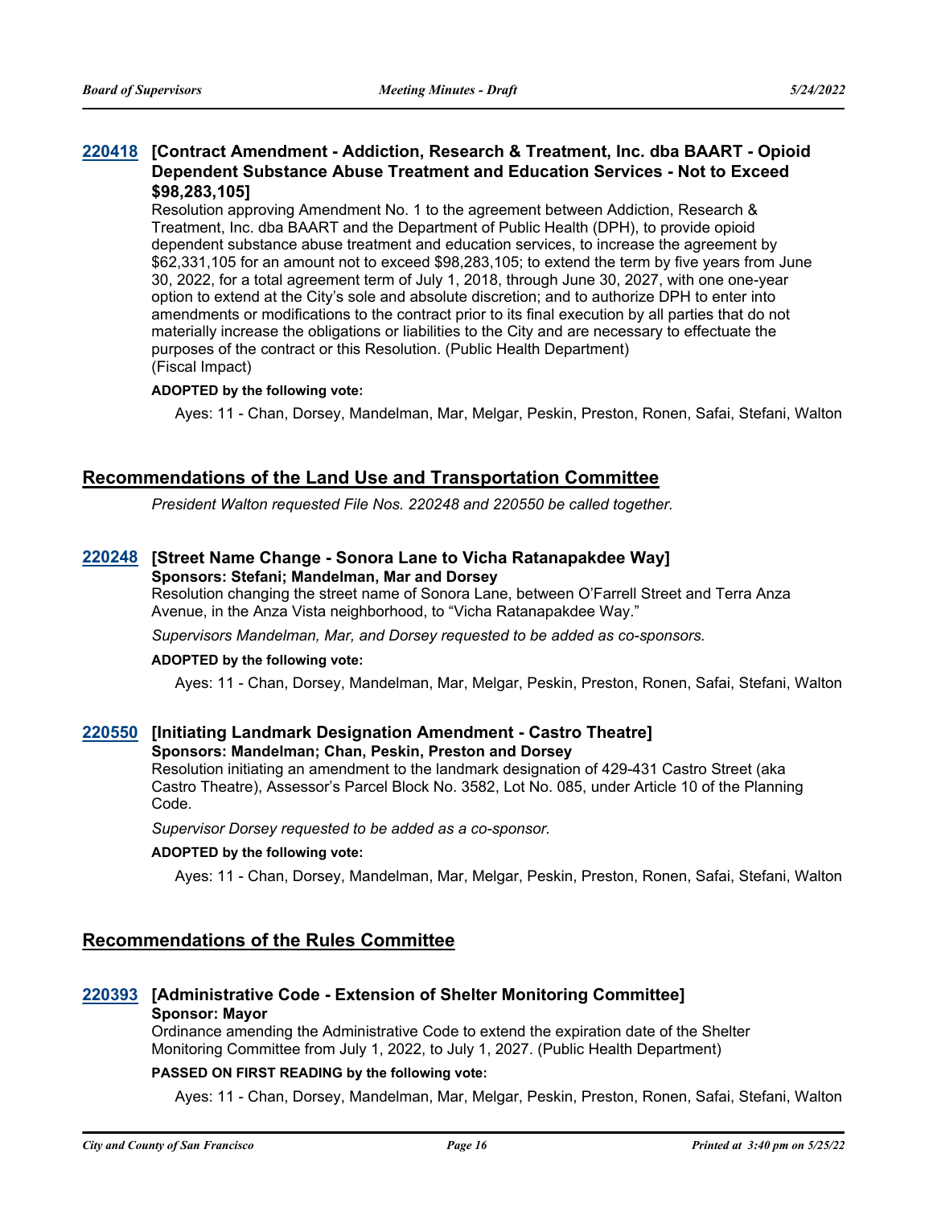### 220418 [Contract Amendment - Addiction, Research & Treatment, Inc. dba BAART - Opioid Dependent Substance Abuse Treatment and Education Services - Not to Exceed $98,283,105]

Resolution approving Amendment No. 1 to the agreement between Addiction, Research & Treatment, Inc. dba BAART and the Department of Public Health (DPH), to provide opioid dependent substance abuse treatment and education services, to increase the agreement by $62,331,105 for an amount not to exceed $98,283,105; to extend the term by five years from June 30, 2022, for a total agreement term of July 1, 2018, through June 30, 2027, with one one-year option to extend at the City's sole and absolute discretion; and to authorize DPH to enter into amendments or modifications to the contract prior to its final execution by all parties that do not materially increase the obligations or liabilities to the City and are necessary to effectuate the purposes of the contract or this Resolution. (Public Health Department)
(Fiscal Impact)

**ADOPTED by the following vote:**

Ayes: 11 - Chan, Dorsey, Mandelman, Mar, Melgar, Peskin, Preston, Ronen, Safai, Stefani, Walton

## Recommendations of the Land Use and Transportation Committee

*President Walton requested File Nos. 220248 and 220550 be called together.*

### 220248 [Street Name Change - Sonora Lane to Vicha Ratanapakdee Way]

**Sponsors: Stefani; Mandelman, Mar and Dorsey**

Resolution changing the street name of Sonora Lane, between O'Farrell Street and Terra Anza Avenue, in the Anza Vista neighborhood, to "Vicha Ratanapakdee Way."

*Supervisors Mandelman, Mar, and Dorsey requested to be added as co-sponsors.*

**ADOPTED by the following vote:**

Ayes: 11 - Chan, Dorsey, Mandelman, Mar, Melgar, Peskin, Preston, Ronen, Safai, Stefani, Walton

### 220550 [Initiating Landmark Designation Amendment - Castro Theatre]

**Sponsors: Mandelman; Chan, Peskin, Preston and Dorsey**

Resolution initiating an amendment to the landmark designation of 429-431 Castro Street (aka Castro Theatre), Assessor's Parcel Block No. 3582, Lot No. 085, under Article 10 of the Planning Code.

*Supervisor Dorsey requested to be added as a co-sponsor.*

**ADOPTED by the following vote:**

Ayes: 11 - Chan, Dorsey, Mandelman, Mar, Melgar, Peskin, Preston, Ronen, Safai, Stefani, Walton

## Recommendations of the Rules Committee

### 220393 [Administrative Code - Extension of Shelter Monitoring Committee]

**Sponsor: Mayor**

Ordinance amending the Administrative Code to extend the expiration date of the Shelter Monitoring Committee from July 1, 2022, to July 1, 2027. (Public Health Department)

**PASSED ON FIRST READING by the following vote:**

Ayes: 11 - Chan, Dorsey, Mandelman, Mar, Melgar, Peskin, Preston, Ronen, Safai, Stefani, Walton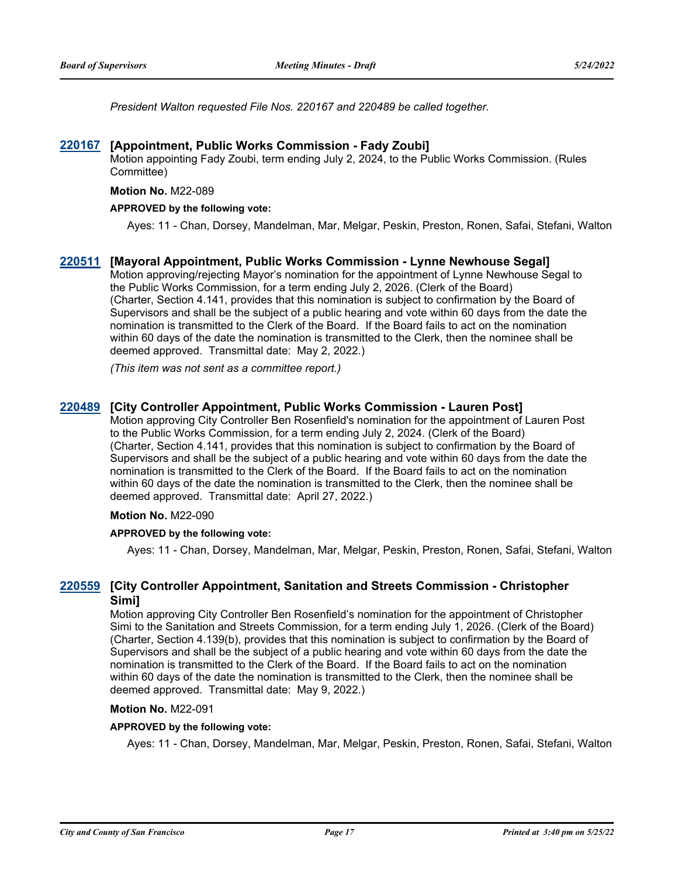*President Walton requested File Nos. 220167 and 220489 be called together.*

### 220167 [Appointment, Public Works Commission - Fady Zoubi]

Motion appointing Fady Zoubi, term ending July 2, 2024, to the Public Works Commission. (Rules Committee)

**Motion No.** M22-089

**APPROVED by the following vote:**

Ayes: 11 - Chan, Dorsey, Mandelman, Mar, Melgar, Peskin, Preston, Ronen, Safai, Stefani, Walton

### 220511 [Mayoral Appointment, Public Works Commission - Lynne Newhouse Segal]

Motion approving/rejecting Mayor's nomination for the appointment of Lynne Newhouse Segal to the Public Works Commission, for a term ending July 2, 2026. (Clerk of the Board) (Charter, Section 4.141, provides that this nomination is subject to confirmation by the Board of Supervisors and shall be the subject of a public hearing and vote within 60 days from the date the nomination is transmitted to the Clerk of the Board. If the Board fails to act on the nomination within 60 days of the date the nomination is transmitted to the Clerk, then the nominee shall be deemed approved. Transmittal date: May 2, 2022.)

*(This item was not sent as a committee report.)*

### 220489 [City Controller Appointment, Public Works Commission - Lauren Post]

Motion approving City Controller Ben Rosenfield's nomination for the appointment of Lauren Post to the Public Works Commission, for a term ending July 2, 2024. (Clerk of the Board) (Charter, Section 4.141, provides that this nomination is subject to confirmation by the Board of Supervisors and shall be the subject of a public hearing and vote within 60 days from the date the nomination is transmitted to the Clerk of the Board. If the Board fails to act on the nomination within 60 days of the date the nomination is transmitted to the Clerk, then the nominee shall be deemed approved. Transmittal date: April 27, 2022.)

**Motion No.** M22-090

**APPROVED by the following vote:**

Ayes: 11 - Chan, Dorsey, Mandelman, Mar, Melgar, Peskin, Preston, Ronen, Safai, Stefani, Walton

### 220559 [City Controller Appointment, Sanitation and Streets Commission - Christopher Simi]

Motion approving City Controller Ben Rosenfield's nomination for the appointment of Christopher Simi to the Sanitation and Streets Commission, for a term ending July 1, 2026. (Clerk of the Board) (Charter, Section 4.139(b), provides that this nomination is subject to confirmation by the Board of Supervisors and shall be the subject of a public hearing and vote within 60 days from the date the nomination is transmitted to the Clerk of the Board. If the Board fails to act on the nomination within 60 days of the date the nomination is transmitted to the Clerk, then the nominee shall be deemed approved. Transmittal date: May 9, 2022.)

**Motion No.** M22-091

**APPROVED by the following vote:**

Ayes: 11 - Chan, Dorsey, Mandelman, Mar, Melgar, Peskin, Preston, Ronen, Safai, Stefani, Walton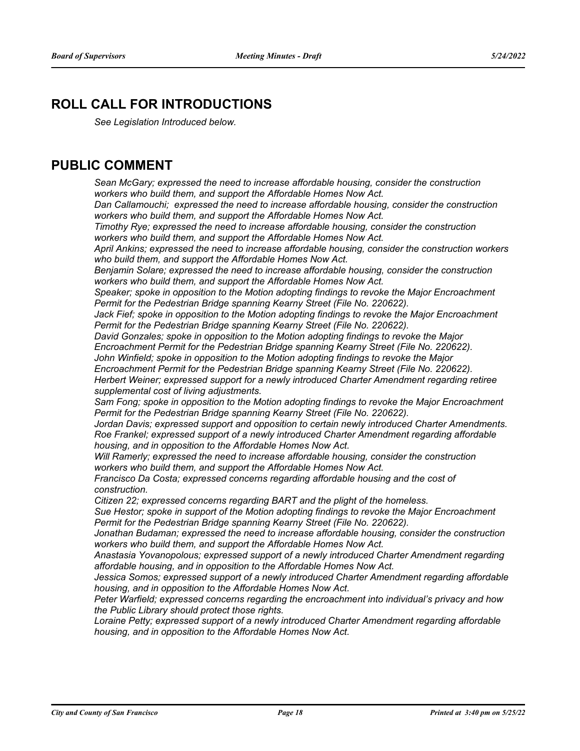## ROLL CALL FOR INTRODUCTIONS

*See Legislation Introduced below.*

## PUBLIC COMMENT

*Sean McGary; expressed the need to increase affordable housing, consider the construction workers who build them, and support the Affordable Homes Now Act.*
*Dan Callamouchi; expressed the need to increase affordable housing, consider the construction workers who build them, and support the Affordable Homes Now Act.*
*Timothy Rye; expressed the need to increase affordable housing, consider the construction workers who build them, and support the Affordable Homes Now Act.*
*April Ankins; expressed the need to increase affordable housing, consider the construction workers who build them, and support the Affordable Homes Now Act.*
*Benjamin Solare; expressed the need to increase affordable housing, consider the construction workers who build them, and support the Affordable Homes Now Act.*
*Speaker; spoke in opposition to the Motion adopting findings to revoke the Major Encroachment Permit for the Pedestrian Bridge spanning Kearny Street (File No. 220622).*
*Jack Fief; spoke in opposition to the Motion adopting findings to revoke the Major Encroachment Permit for the Pedestrian Bridge spanning Kearny Street (File No. 220622).*
*David Gonzales; spoke in opposition to the Motion adopting findings to revoke the Major Encroachment Permit for the Pedestrian Bridge spanning Kearny Street (File No. 220622).*
*John Winfield; spoke in opposition to the Motion adopting findings to revoke the Major Encroachment Permit for the Pedestrian Bridge spanning Kearny Street (File No. 220622).*
*Herbert Weiner; expressed support for a newly introduced Charter Amendment regarding retiree supplemental cost of living adjustments.*
*Sam Fong; spoke in opposition to the Motion adopting findings to revoke the Major Encroachment Permit for the Pedestrian Bridge spanning Kearny Street (File No. 220622).*
*Jordan Davis; expressed support and opposition to certain newly introduced Charter Amendments.*
*Roe Frankel; expressed support of a newly introduced Charter Amendment regarding affordable housing, and in opposition to the Affordable Homes Now Act.*
*Will Ramerly; expressed the need to increase affordable housing, consider the construction workers who build them, and support the Affordable Homes Now Act.*
*Francisco Da Costa; expressed concerns regarding affordable housing and the cost of construction.*
*Citizen 22; expressed concerns regarding BART and the plight of the homeless.*
*Sue Hestor; spoke in support of the Motion adopting findings to revoke the Major Encroachment Permit for the Pedestrian Bridge spanning Kearny Street (File No. 220622).*
*Jonathan Budaman; expressed the need to increase affordable housing, consider the construction workers who build them, and support the Affordable Homes Now Act.*
*Anastasia Yovanopolous; expressed support of a newly introduced Charter Amendment regarding affordable housing, and in opposition to the Affordable Homes Now Act.*
*Jessica Somos; expressed support of a newly introduced Charter Amendment regarding affordable housing, and in opposition to the Affordable Homes Now Act.*
*Peter Warfield; expressed concerns regarding the encroachment into individual's privacy and how the Public Library should protect those rights.*
*Loraine Petty; expressed support of a newly introduced Charter Amendment regarding affordable housing, and in opposition to the Affordable Homes Now Act.*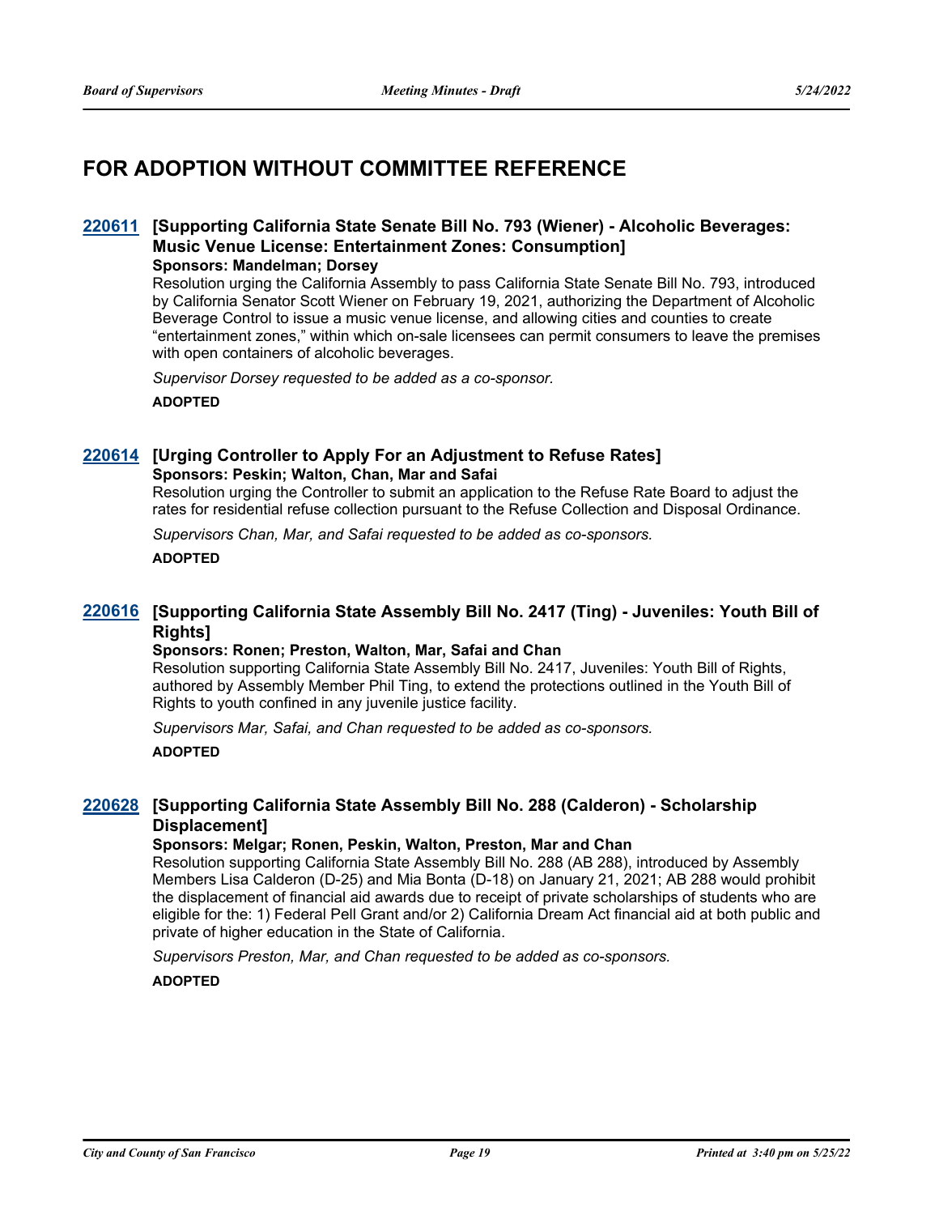# FOR ADOPTION WITHOUT COMMITTEE REFERENCE

### 220611 [Supporting California State Senate Bill No. 793 (Wiener) - Alcoholic Beverages: Music Venue License: Entertainment Zones: Consumption]

**Sponsors: Mandelman; Dorsey**

Resolution urging the California Assembly to pass California State Senate Bill No. 793, introduced by California Senator Scott Wiener on February 19, 2021, authorizing the Department of Alcoholic Beverage Control to issue a music venue license, and allowing cities and counties to create "entertainment zones," within which on-sale licensees can permit consumers to leave the premises with open containers of alcoholic beverages.

*Supervisor Dorsey requested to be added as a co-sponsor.*

**ADOPTED**

### 220614 [Urging Controller to Apply For an Adjustment to Refuse Rates]

**Sponsors: Peskin; Walton, Chan, Mar and Safai**

Resolution urging the Controller to submit an application to the Refuse Rate Board to adjust the rates for residential refuse collection pursuant to the Refuse Collection and Disposal Ordinance.

*Supervisors Chan, Mar, and Safai requested to be added as co-sponsors.*

**ADOPTED**

### 220616 [Supporting California State Assembly Bill No. 2417 (Ting) - Juveniles: Youth Bill of Rights]

**Sponsors: Ronen; Preston, Walton, Mar, Safai and Chan**

Resolution supporting California State Assembly Bill No. 2417, Juveniles: Youth Bill of Rights, authored by Assembly Member Phil Ting, to extend the protections outlined in the Youth Bill of Rights to youth confined in any juvenile justice facility.

*Supervisors Mar, Safai, and Chan requested to be added as co-sponsors.*

**ADOPTED**

### 220628 [Supporting California State Assembly Bill No. 288 (Calderon) - Scholarship Displacement]

**Sponsors: Melgar; Ronen, Peskin, Walton, Preston, Mar and Chan**

Resolution supporting California State Assembly Bill No. 288 (AB 288), introduced by Assembly Members Lisa Calderon (D-25) and Mia Bonta (D-18) on January 21, 2021; AB 288 would prohibit the displacement of financial aid awards due to receipt of private scholarships of students who are eligible for the: 1) Federal Pell Grant and/or 2) California Dream Act financial aid at both public and private of higher education in the State of California.

*Supervisors Preston, Mar, and Chan requested to be added as co-sponsors.*

**ADOPTED**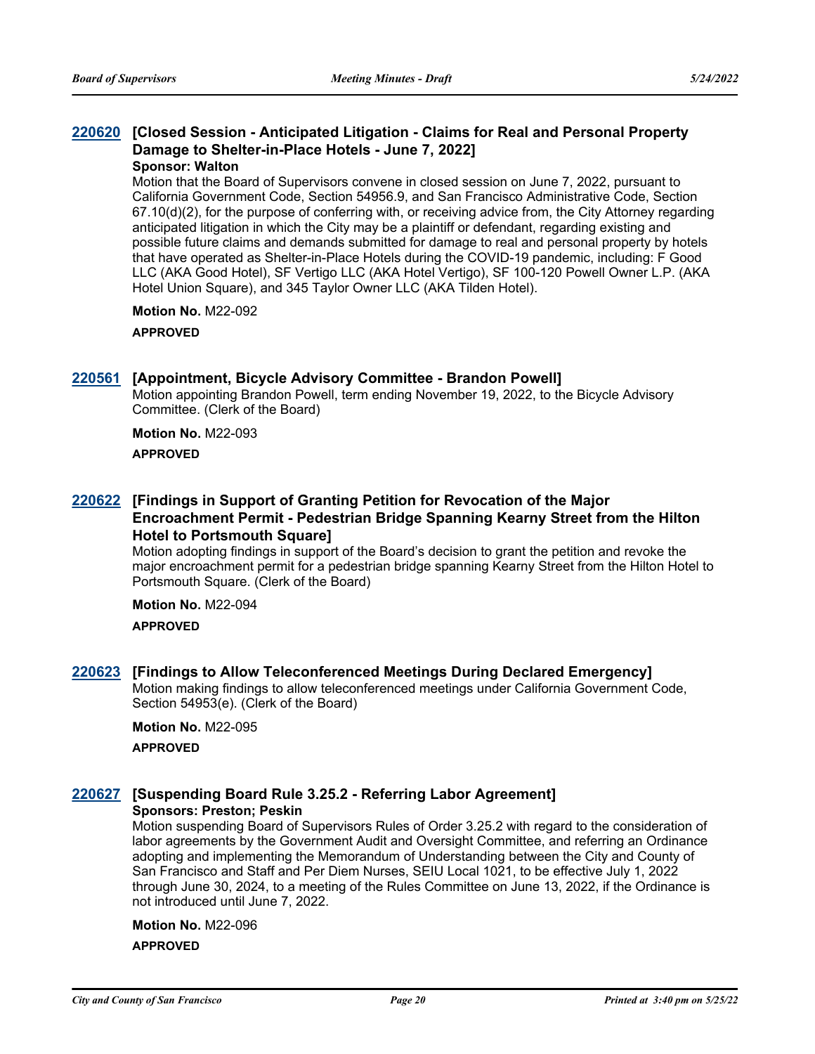### 220620 [Closed Session - Anticipated Litigation - Claims for Real and Personal Property Damage to Shelter-in-Place Hotels - June 7, 2022]

**Sponsor: Walton**

Motion that the Board of Supervisors convene in closed session on June 7, 2022, pursuant to California Government Code, Section 54956.9, and San Francisco Administrative Code, Section 67.10(d)(2), for the purpose of conferring with, or receiving advice from, the City Attorney regarding anticipated litigation in which the City may be a plaintiff or defendant, regarding existing and possible future claims and demands submitted for damage to real and personal property by hotels that have operated as Shelter-in-Place Hotels during the COVID-19 pandemic, including: F Good LLC (AKA Good Hotel), SF Vertigo LLC (AKA Hotel Vertigo), SF 100-120 Powell Owner L.P. (AKA Hotel Union Square), and 345 Taylor Owner LLC (AKA Tilden Hotel).

**Motion No.** M22-092

**APPROVED**

### 220561 [Appointment, Bicycle Advisory Committee - Brandon Powell]

Motion appointing Brandon Powell, term ending November 19, 2022, to the Bicycle Advisory Committee. (Clerk of the Board)

**Motion No.** M22-093

**APPROVED**

### 220622 [Findings in Support of Granting Petition for Revocation of the Major Encroachment Permit - Pedestrian Bridge Spanning Kearny Street from the Hilton Hotel to Portsmouth Square]

Motion adopting findings in support of the Board's decision to grant the petition and revoke the major encroachment permit for a pedestrian bridge spanning Kearny Street from the Hilton Hotel to Portsmouth Square. (Clerk of the Board)

**Motion No.** M22-094

**APPROVED**

### 220623 [Findings to Allow Teleconferenced Meetings During Declared Emergency]

Motion making findings to allow teleconferenced meetings under California Government Code, Section 54953(e). (Clerk of the Board)

**Motion No.** M22-095

**APPROVED**

### 220627 [Suspending Board Rule 3.25.2 - Referring Labor Agreement]

**Sponsors: Preston; Peskin**

Motion suspending Board of Supervisors Rules of Order 3.25.2 with regard to the consideration of labor agreements by the Government Audit and Oversight Committee, and referring an Ordinance adopting and implementing the Memorandum of Understanding between the City and County of San Francisco and Staff and Per Diem Nurses, SEIU Local 1021, to be effective July 1, 2022 through June 30, 2024, to a meeting of the Rules Committee on June 13, 2022, if the Ordinance is not introduced until June 7, 2022.

**Motion No.** M22-096

**APPROVED**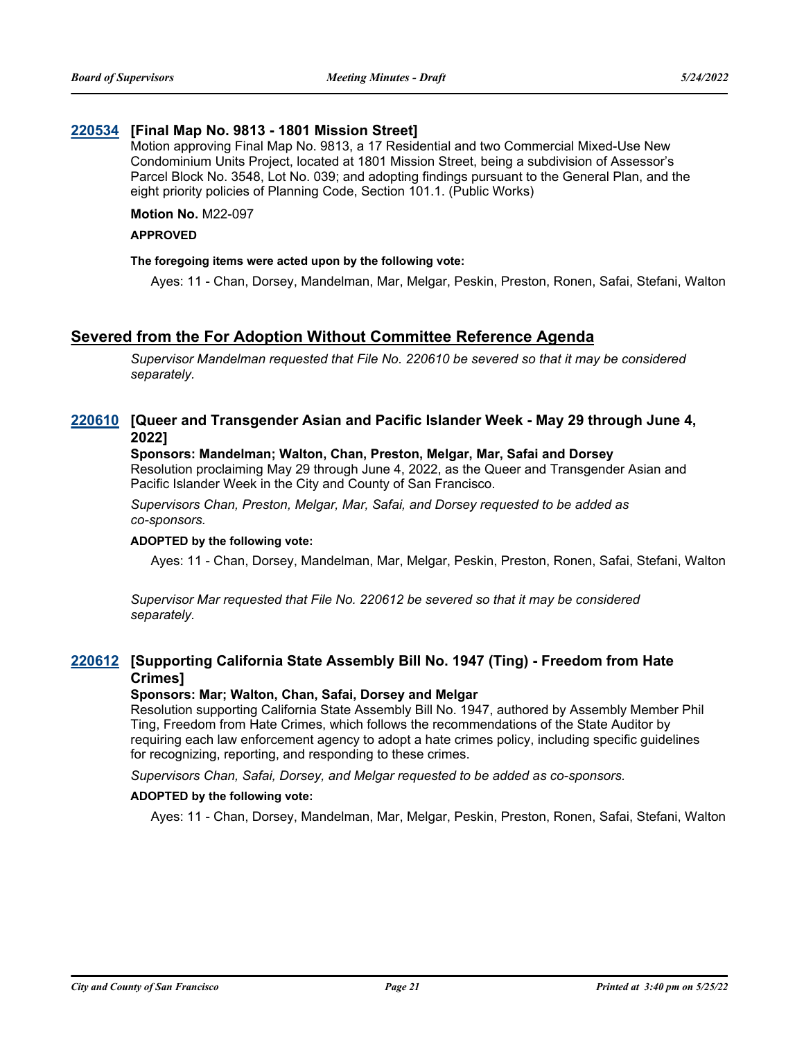### 220534 [Final Map No. 9813 - 1801 Mission Street]

Motion approving Final Map No. 9813, a 17 Residential and two Commercial Mixed-Use New Condominium Units Project, located at 1801 Mission Street, being a subdivision of Assessor's Parcel Block No. 3548, Lot No. 039; and adopting findings pursuant to the General Plan, and the eight priority policies of Planning Code, Section 101.1. (Public Works)

**Motion No.** M22-097

**APPROVED**

**The foregoing items were acted upon by the following vote:**

Ayes: 11 - Chan, Dorsey, Mandelman, Mar, Melgar, Peskin, Preston, Ronen, Safai, Stefani, Walton

## Severed from the For Adoption Without Committee Reference Agenda

*Supervisor Mandelman requested that File No. 220610 be severed so that it may be considered separately.*

### 220610 [Queer and Transgender Asian and Pacific Islander Week - May 29 through June 4, 2022]

**Sponsors: Mandelman; Walton, Chan, Preston, Melgar, Mar, Safai and Dorsey**

Resolution proclaiming May 29 through June 4, 2022, as the Queer and Transgender Asian and Pacific Islander Week in the City and County of San Francisco.

*Supervisors Chan, Preston, Melgar, Mar, Safai, and Dorsey requested to be added as co-sponsors.*

**ADOPTED by the following vote:**

Ayes: 11 - Chan, Dorsey, Mandelman, Mar, Melgar, Peskin, Preston, Ronen, Safai, Stefani, Walton

*Supervisor Mar requested that File No. 220612 be severed so that it may be considered separately.*

### 220612 [Supporting California State Assembly Bill No. 1947 (Ting) - Freedom from Hate Crimes]

**Sponsors: Mar; Walton, Chan, Safai, Dorsey and Melgar**

Resolution supporting California State Assembly Bill No. 1947, authored by Assembly Member Phil Ting, Freedom from Hate Crimes, which follows the recommendations of the State Auditor by requiring each law enforcement agency to adopt a hate crimes policy, including specific guidelines for recognizing, reporting, and responding to these crimes.

*Supervisors Chan, Safai, Dorsey, and Melgar requested to be added as co-sponsors.*

**ADOPTED by the following vote:**

Ayes: 11 - Chan, Dorsey, Mandelman, Mar, Melgar, Peskin, Preston, Ronen, Safai, Stefani, Walton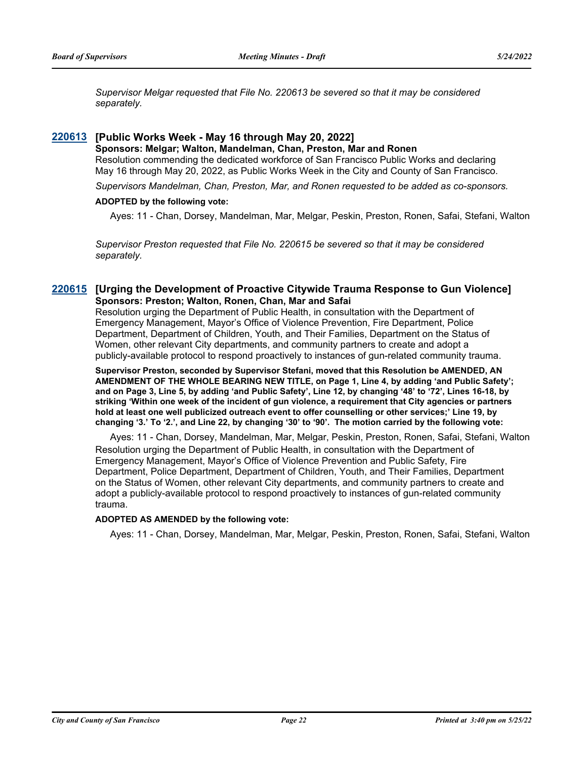*Supervisor Melgar requested that File No. 220613 be severed so that it may be considered separately.*

### 220613 [Public Works Week - May 16 through May 20, 2022]

**Sponsors: Melgar; Walton, Mandelman, Chan, Preston, Mar and Ronen**

Resolution commending the dedicated workforce of San Francisco Public Works and declaring May 16 through May 20, 2022, as Public Works Week in the City and County of San Francisco.

*Supervisors Mandelman, Chan, Preston, Mar, and Ronen requested to be added as co-sponsors.*

**ADOPTED by the following vote:**

Ayes: 11 - Chan, Dorsey, Mandelman, Mar, Melgar, Peskin, Preston, Ronen, Safai, Stefani, Walton

*Supervisor Preston requested that File No. 220615 be severed so that it may be considered separately.*

### 220615 [Urging the Development of Proactive Citywide Trauma Response to Gun Violence]

**Sponsors: Preston; Walton, Ronen, Chan, Mar and Safai**

Resolution urging the Department of Public Health, in consultation with the Department of Emergency Management, Mayor's Office of Violence Prevention, Fire Department, Police Department, Department of Children, Youth, and Their Families, Department on the Status of Women, other relevant City departments, and community partners to create and adopt a publicly-available protocol to respond proactively to instances of gun-related community trauma.

**Supervisor Preston, seconded by Supervisor Stefani, moved that this Resolution be AMENDED, AN AMENDMENT OF THE WHOLE BEARING NEW TITLE, on Page 1, Line 4, by adding 'and Public Safety'; and on Page 3, Line 5, by adding 'and Public Safety', Line 12, by changing '48' to '72', Lines 16-18, by striking 'Within one week of the incident of gun violence, a requirement that City agencies or partners hold at least one well publicized outreach event to offer counselling or other services;' Line 19, by changing '3.' To '2.', and Line 22, by changing '30' to '90'. The motion carried by the following vote:**

Ayes: 11 - Chan, Dorsey, Mandelman, Mar, Melgar, Peskin, Preston, Ronen, Safai, Stefani, Walton

Resolution urging the Department of Public Health, in consultation with the Department of Emergency Management, Mayor's Office of Violence Prevention and Public Safety, Fire Department, Police Department, Department of Children, Youth, and Their Families, Department on the Status of Women, other relevant City departments, and community partners to create and adopt a publicly-available protocol to respond proactively to instances of gun-related community trauma.

**ADOPTED AS AMENDED by the following vote:**

Ayes: 11 - Chan, Dorsey, Mandelman, Mar, Melgar, Peskin, Preston, Ronen, Safai, Stefani, Walton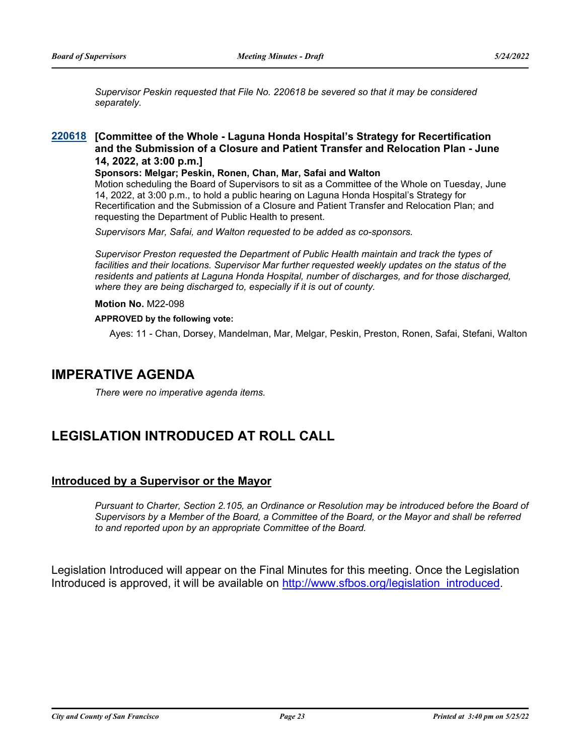*Supervisor Peskin requested that File No. 220618 be severed so that it may be considered separately.*

**220618 [Committee of the Whole - Laguna Honda Hospital's Strategy for Recertification and the Submission of a Closure and Patient Transfer and Relocation Plan - June 14, 2022, at 3:00 p.m.]**

**Sponsors: Melgar; Peskin, Ronen, Chan, Mar, Safai and Walton**

Motion scheduling the Board of Supervisors to sit as a Committee of the Whole on Tuesday, June 14, 2022, at 3:00 p.m., to hold a public hearing on Laguna Honda Hospital's Strategy for Recertification and the Submission of a Closure and Patient Transfer and Relocation Plan; and requesting the Department of Public Health to present.

*Supervisors Mar, Safai, and Walton requested to be added as co-sponsors.*

*Supervisor Preston requested the Department of Public Health maintain and track the types of facilities and their locations. Supervisor Mar further requested weekly updates on the status of the residents and patients at Laguna Honda Hospital, number of discharges, and for those discharged, where they are being discharged to, especially if it is out of county.*

**Motion No.** M22-098

**APPROVED by the following vote:**

Ayes: 11 - Chan, Dorsey, Mandelman, Mar, Melgar, Peskin, Preston, Ronen, Safai, Stefani, Walton

# IMPERATIVE AGENDA

*There were no imperative agenda items.*

# LEGISLATION INTRODUCED AT ROLL CALL

## Introduced by a Supervisor or the Mayor

*Pursuant to Charter, Section 2.105, an Ordinance or Resolution may be introduced before the Board of Supervisors by a Member of the Board, a Committee of the Board, or the Mayor and shall be referred to and reported upon by an appropriate Committee of the Board.*

Legislation Introduced will appear on the Final Minutes for this meeting. Once the Legislation Introduced is approved, it will be available on http://www.sfbos.org/legislation_introduced.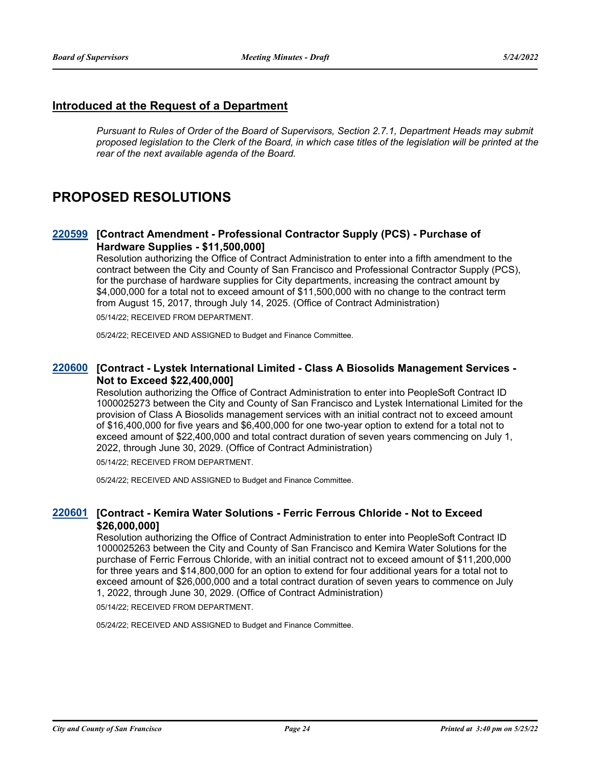## Introduced at the Request of a Department

*Pursuant to Rules of Order of the Board of Supervisors, Section 2.7.1, Department Heads may submit proposed legislation to the Clerk of the Board, in which case titles of the legislation will be printed at the rear of the next available agenda of the Board.*

# PROPOSED RESOLUTIONS

### 220599 [Contract Amendment - Professional Contractor Supply (PCS) - Purchase of Hardware Supplies - $11,500,000]

Resolution authorizing the Office of Contract Administration to enter into a fifth amendment to the contract between the City and County of San Francisco and Professional Contractor Supply (PCS), for the purchase of hardware supplies for City departments, increasing the contract amount by $4,000,000 for a total not to exceed amount of $11,500,000 with no change to the contract term from August 15, 2017, through July 14, 2025. (Office of Contract Administration)

05/14/22; RECEIVED FROM DEPARTMENT.

05/24/22; RECEIVED AND ASSIGNED to Budget and Finance Committee.

### 220600 [Contract - Lystek International Limited - Class A Biosolids Management Services - Not to Exceed $22,400,000]

Resolution authorizing the Office of Contract Administration to enter into PeopleSoft Contract ID 1000025273 between the City and County of San Francisco and Lystek International Limited for the provision of Class A Biosolids management services with an initial contract not to exceed amount of $16,400,000 for five years and $6,400,000 for one two-year option to extend for a total not to exceed amount of $22,400,000 and total contract duration of seven years commencing on July 1, 2022, through June 30, 2029. (Office of Contract Administration)

05/14/22; RECEIVED FROM DEPARTMENT.

05/24/22; RECEIVED AND ASSIGNED to Budget and Finance Committee.

### 220601 [Contract - Kemira Water Solutions - Ferric Ferrous Chloride - Not to Exceed $26,000,000]

Resolution authorizing the Office of Contract Administration to enter into PeopleSoft Contract ID 1000025263 between the City and County of San Francisco and Kemira Water Solutions for the purchase of Ferric Ferrous Chloride, with an initial contract not to exceed amount of $11,200,000 for three years and $14,800,000 for an option to extend for four additional years for a total not to exceed amount of $26,000,000 and a total contract duration of seven years to commence on July 1, 2022, through June 30, 2029. (Office of Contract Administration)

05/14/22; RECEIVED FROM DEPARTMENT.

05/24/22; RECEIVED AND ASSIGNED to Budget and Finance Committee.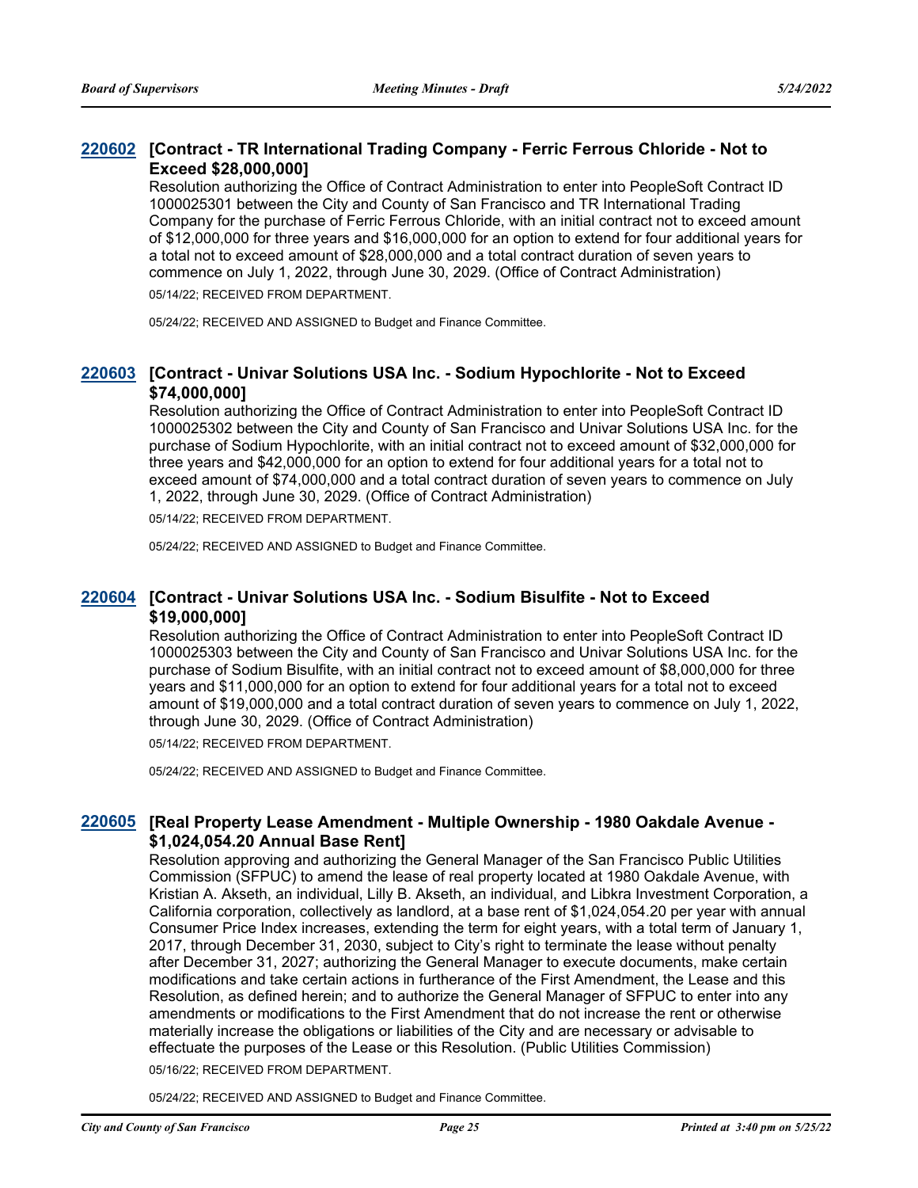**220602 [Contract - TR International Trading Company - Ferric Ferrous Chloride - Not to Exceed $28,000,000]**

Resolution authorizing the Office of Contract Administration to enter into PeopleSoft Contract ID 1000025301 between the City and County of San Francisco and TR International Trading Company for the purchase of Ferric Ferrous Chloride, with an initial contract not to exceed amount of $12,000,000 for three years and $16,000,000 for an option to extend for four additional years for a total not to exceed amount of $28,000,000 and a total contract duration of seven years to commence on July 1, 2022, through June 30, 2029. (Office of Contract Administration)

05/14/22; RECEIVED FROM DEPARTMENT.

05/24/22; RECEIVED AND ASSIGNED to Budget and Finance Committee.

**220603 [Contract - Univar Solutions USA Inc. - Sodium Hypochlorite - Not to Exceed $74,000,000]**

Resolution authorizing the Office of Contract Administration to enter into PeopleSoft Contract ID 1000025302 between the City and County of San Francisco and Univar Solutions USA Inc. for the purchase of Sodium Hypochlorite, with an initial contract not to exceed amount of $32,000,000 for three years and $42,000,000 for an option to extend for four additional years for a total not to exceed amount of $74,000,000 and a total contract duration of seven years to commence on July 1, 2022, through June 30, 2029. (Office of Contract Administration)

05/14/22; RECEIVED FROM DEPARTMENT.

05/24/22; RECEIVED AND ASSIGNED to Budget and Finance Committee.

**220604 [Contract - Univar Solutions USA Inc. - Sodium Bisulfite - Not to Exceed $19,000,000]**

Resolution authorizing the Office of Contract Administration to enter into PeopleSoft Contract ID 1000025303 between the City and County of San Francisco and Univar Solutions USA Inc. for the purchase of Sodium Bisulfite, with an initial contract not to exceed amount of $8,000,000 for three years and $11,000,000 for an option to extend for four additional years for a total not to exceed amount of $19,000,000 and a total contract duration of seven years to commence on July 1, 2022, through June 30, 2029. (Office of Contract Administration)

05/14/22; RECEIVED FROM DEPARTMENT.

05/24/22; RECEIVED AND ASSIGNED to Budget and Finance Committee.

**220605 [Real Property Lease Amendment - Multiple Ownership - 1980 Oakdale Avenue - $1,024,054.20 Annual Base Rent]**

Resolution approving and authorizing the General Manager of the San Francisco Public Utilities Commission (SFPUC) to amend the lease of real property located at 1980 Oakdale Avenue, with Kristian A. Akseth, an individual, Lilly B. Akseth, an individual, and Libkra Investment Corporation, a California corporation, collectively as landlord, at a base rent of $1,024,054.20 per year with annual Consumer Price Index increases, extending the term for eight years, with a total term of January 1, 2017, through December 31, 2030, subject to City's right to terminate the lease without penalty after December 31, 2027; authorizing the General Manager to execute documents, make certain modifications and take certain actions in furtherance of the First Amendment, the Lease and this Resolution, as defined herein; and to authorize the General Manager of SFPUC to enter into any amendments or modifications to the First Amendment that do not increase the rent or otherwise materially increase the obligations or liabilities of the City and are necessary or advisable to effectuate the purposes of the Lease or this Resolution. (Public Utilities Commission)

05/16/22; RECEIVED FROM DEPARTMENT.

05/24/22; RECEIVED AND ASSIGNED to Budget and Finance Committee.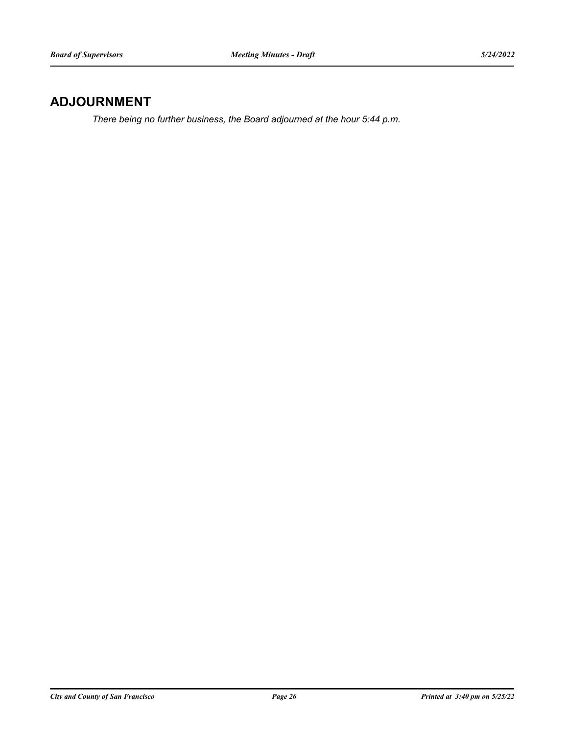## ADJOURNMENT

*There being no further business, the Board adjourned at the hour 5:44 p.m.*